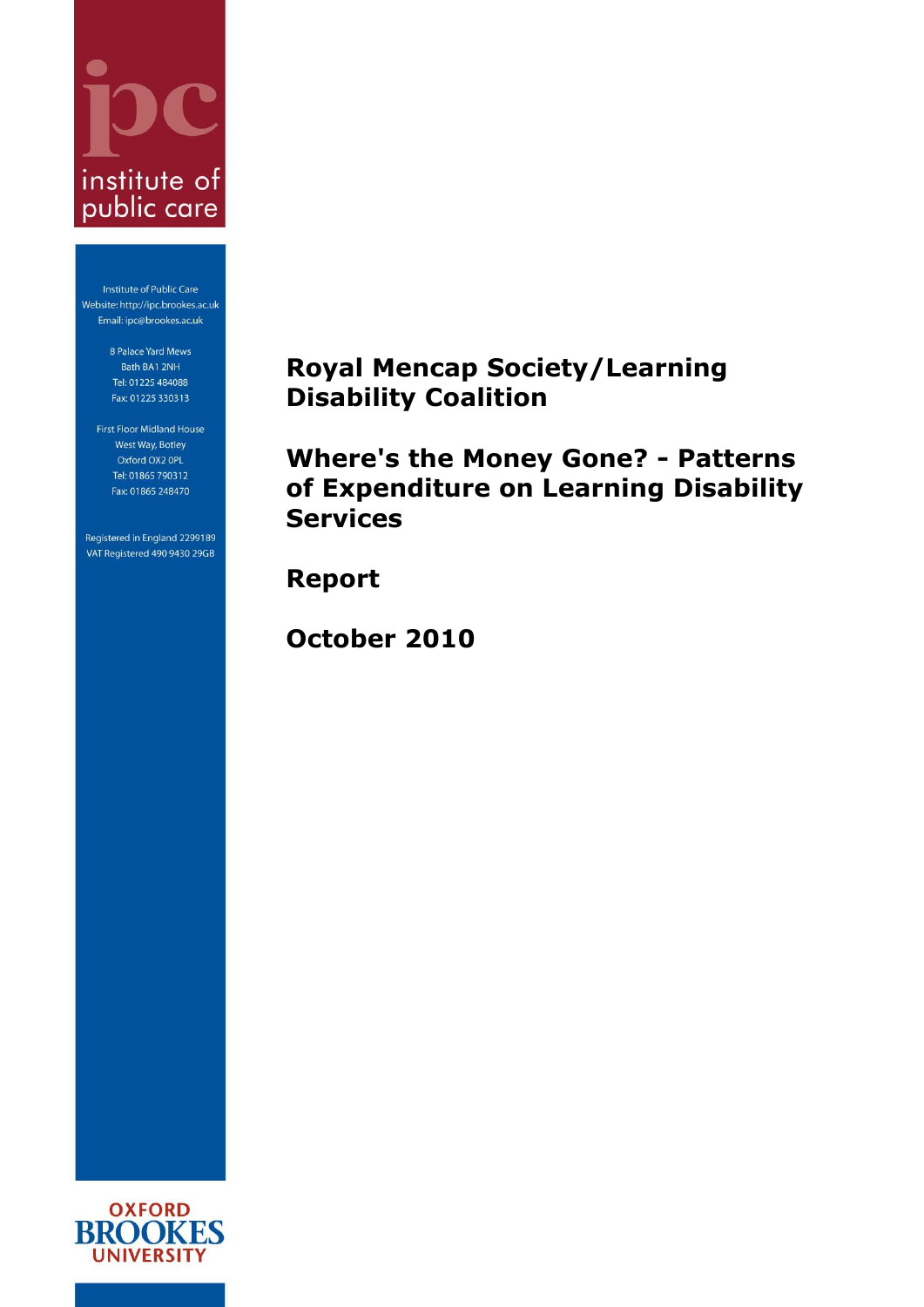ipc

institute of public care

Institute of Public Care
Website: http://ipc.brookes.ac.uk
Email: ipc@brookes.ac.uk

8 Palace Yard Mews
Bath BA1 2NH
Tel: 01225 484088
Fax: 01225 330313

First Floor Midland House
West Way, Botley
Oxford OX2 0PL
Tel: 01865 790312
Fax: 01865 248470

Registered in England 2299189
VAT Registered 490 9430 29GB

# Royal Mencap Society/Learning Disability Coalition

# Where's the Money Gone? - Patterns of Expenditure on Learning Disability Services

## Report

## October 2010

OXFORD BROOKES UNIVERSITY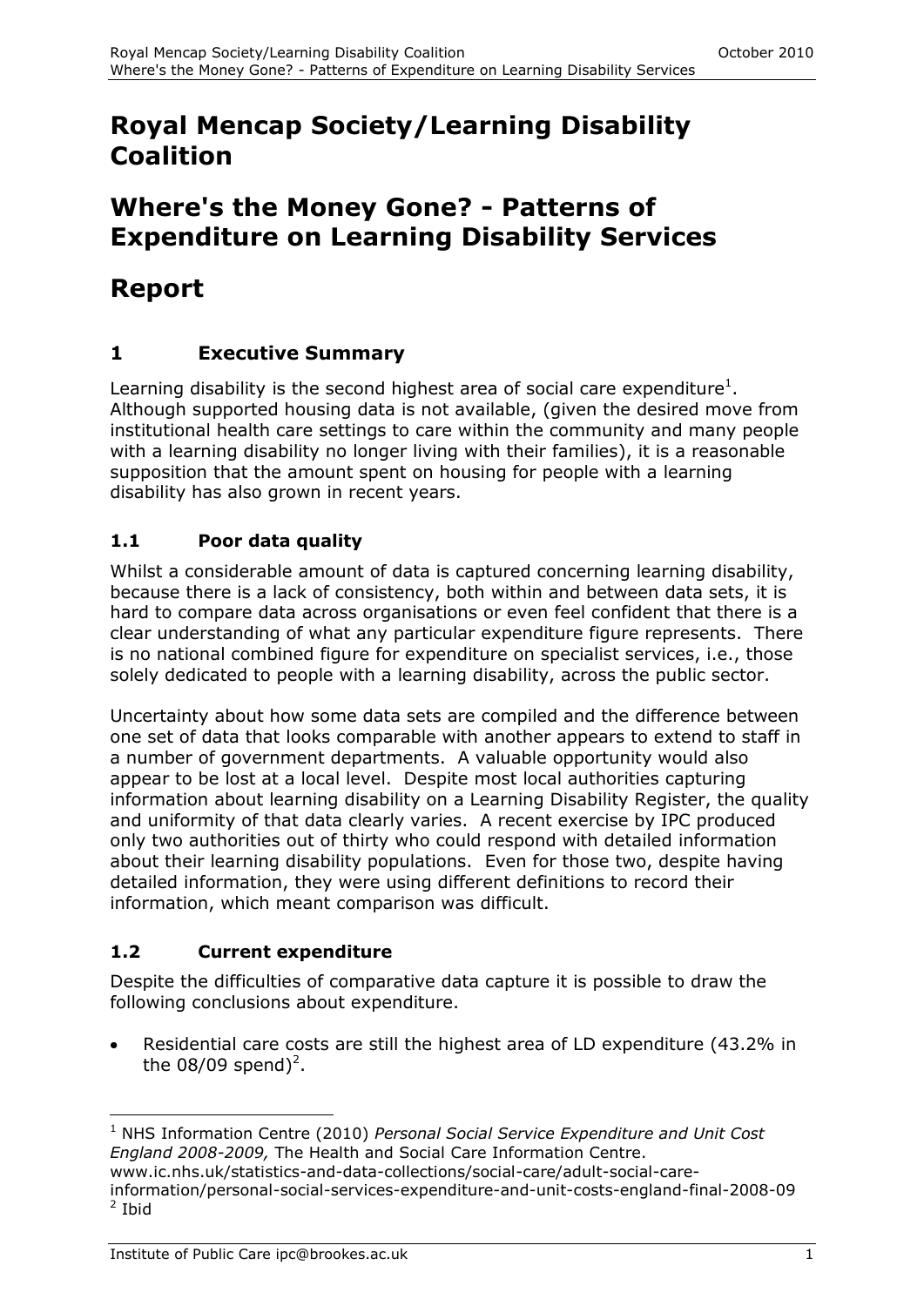# Royal Mencap Society/Learning Disability Coalition

# Where's the Money Gone? - Patterns of Expenditure on Learning Disability Services

# Report

## 1 Executive Summary

Learning disability is the second highest area of social care expenditure[1]. Although supported housing data is not available, (given the desired move from institutional health care settings to care within the community and many people with a learning disability no longer living with their families), it is a reasonable supposition that the amount spent on housing for people with a learning disability has also grown in recent years.

### 1.1 Poor data quality

Whilst a considerable amount of data is captured concerning learning disability, because there is a lack of consistency, both within and between data sets, it is hard to compare data across organisations or even feel confident that there is a clear understanding of what any particular expenditure figure represents. There is no national combined figure for expenditure on specialist services, i.e., those solely dedicated to people with a learning disability, across the public sector.

Uncertainty about how some data sets are compiled and the difference between one set of data that looks comparable with another appears to extend to staff in a number of government departments. A valuable opportunity would also appear to be lost at a local level. Despite most local authorities capturing information about learning disability on a Learning Disability Register, the quality and uniformity of that data clearly varies. A recent exercise by IPC produced only two authorities out of thirty who could respond with detailed information about their learning disability populations. Even for those two, despite having detailed information, they were using different definitions to record their information, which meant comparison was difficult.

### 1.2 Current expenditure

Despite the difficulties of comparative data capture it is possible to draw the following conclusions about expenditure.

- Residential care costs are still the highest area of LD expenditure (43.2% in the 08/09 spend)[2].

---

[1] NHS Information Centre (2010) *Personal Social Service Expenditure and Unit Cost England 2008-2009,* The Health and Social Care Information Centre. www.ic.nhs.uk/statistics-and-data-collections/social-care/adult-social-care-information/personal-social-services-expenditure-and-unit-costs-england-final-2008-09

[2] Ibid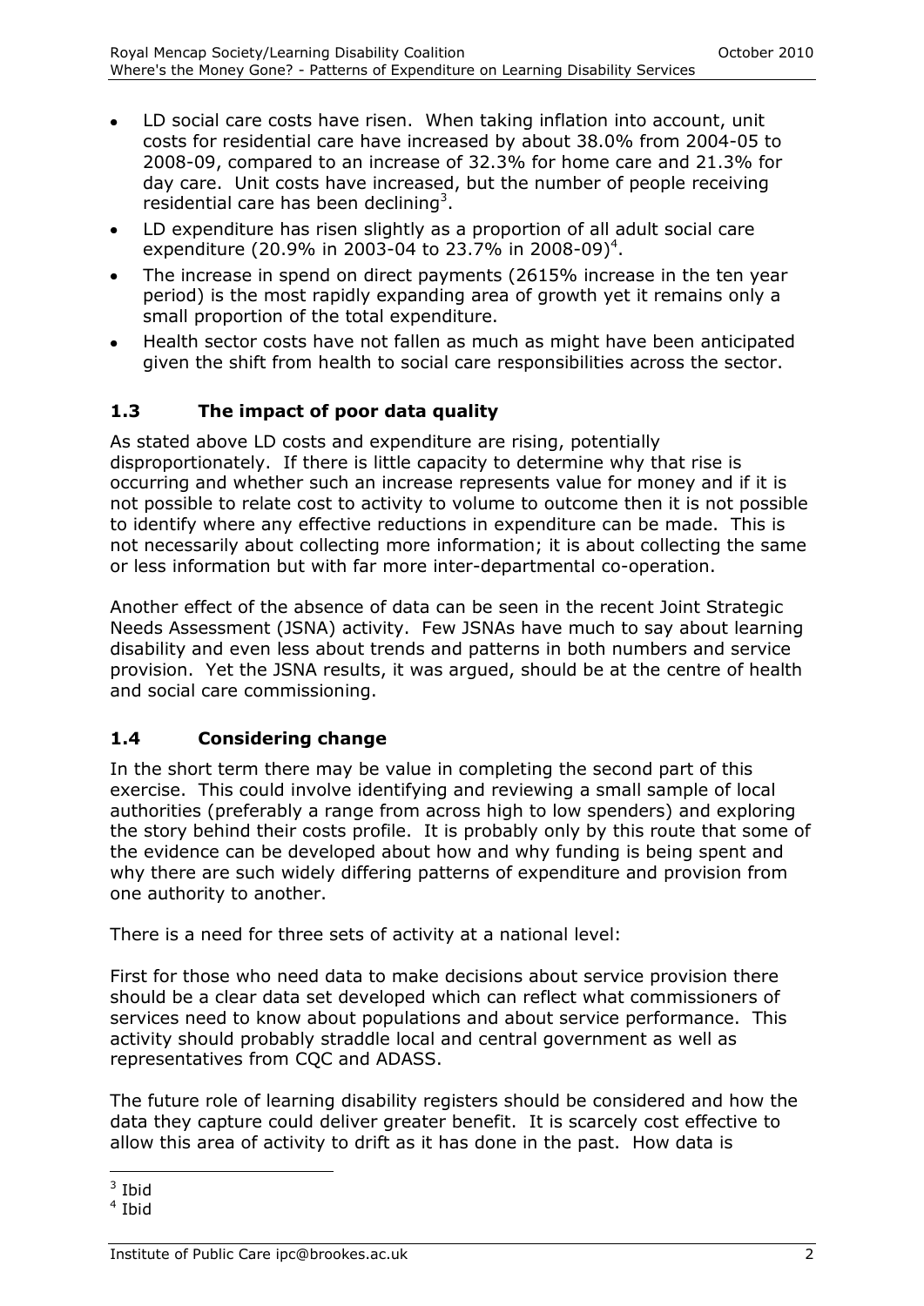- LD social care costs have risen. When taking inflation into account, unit costs for residential care have increased by about 38.0% from 2004-05 to 2008-09, compared to an increase of 32.3% for home care and 21.3% for day care. Unit costs have increased, but the number of people receiving residential care has been declining[3].
- LD expenditure has risen slightly as a proportion of all adult social care expenditure (20.9% in 2003-04 to 23.7% in 2008-09)[4].
- The increase in spend on direct payments (2615% increase in the ten year period) is the most rapidly expanding area of growth yet it remains only a small proportion of the total expenditure.
- Health sector costs have not fallen as much as might have been anticipated given the shift from health to social care responsibilities across the sector.

### 1.3 The impact of poor data quality

As stated above LD costs and expenditure are rising, potentially disproportionately. If there is little capacity to determine why that rise is occurring and whether such an increase represents value for money and if it is not possible to relate cost to activity to volume to outcome then it is not possible to identify where any effective reductions in expenditure can be made. This is not necessarily about collecting more information; it is about collecting the same or less information but with far more inter-departmental co-operation.

Another effect of the absence of data can be seen in the recent Joint Strategic Needs Assessment (JSNA) activity. Few JSNAs have much to say about learning disability and even less about trends and patterns in both numbers and service provision. Yet the JSNA results, it was argued, should be at the centre of health and social care commissioning.

### 1.4 Considering change

In the short term there may be value in completing the second part of this exercise. This could involve identifying and reviewing a small sample of local authorities (preferably a range from across high to low spenders) and exploring the story behind their costs profile. It is probably only by this route that some of the evidence can be developed about how and why funding is being spent and why there are such widely differing patterns of expenditure and provision from one authority to another.

There is a need for three sets of activity at a national level:

First for those who need data to make decisions about service provision there should be a clear data set developed which can reflect what commissioners of services need to know about populations and about service performance. This activity should probably straddle local and central government as well as representatives from CQC and ADASS.

The future role of learning disability registers should be considered and how the data they capture could deliver greater benefit. It is scarcely cost effective to allow this area of activity to drift as it has done in the past. How data is

[3] Ibid

[4] Ibid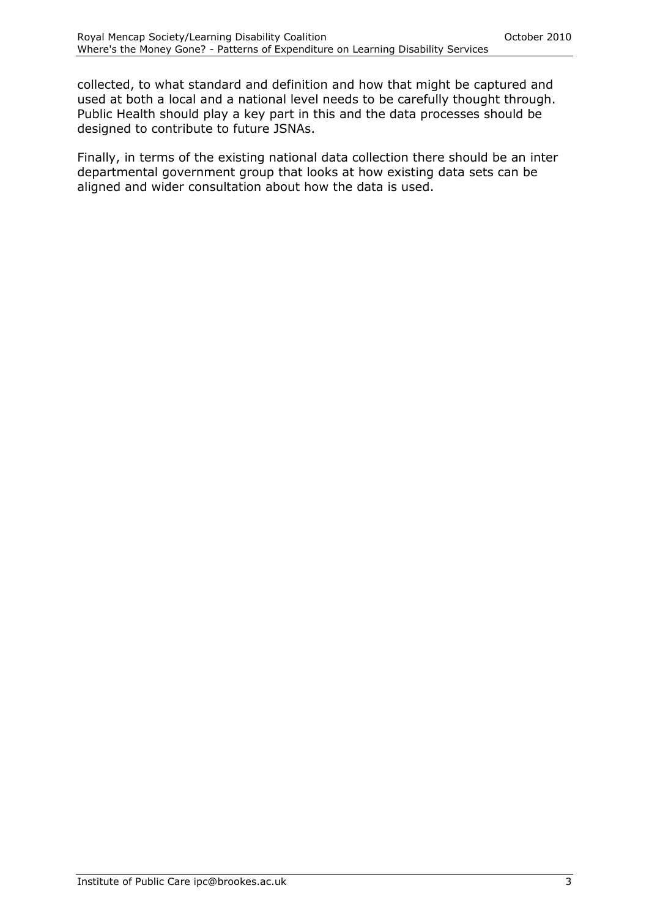collected, to what standard and definition and how that might be captured and used at both a local and a national level needs to be carefully thought through. Public Health should play a key part in this and the data processes should be designed to contribute to future JSNAs.

Finally, in terms of the existing national data collection there should be an inter departmental government group that looks at how existing data sets can be aligned and wider consultation about how the data is used.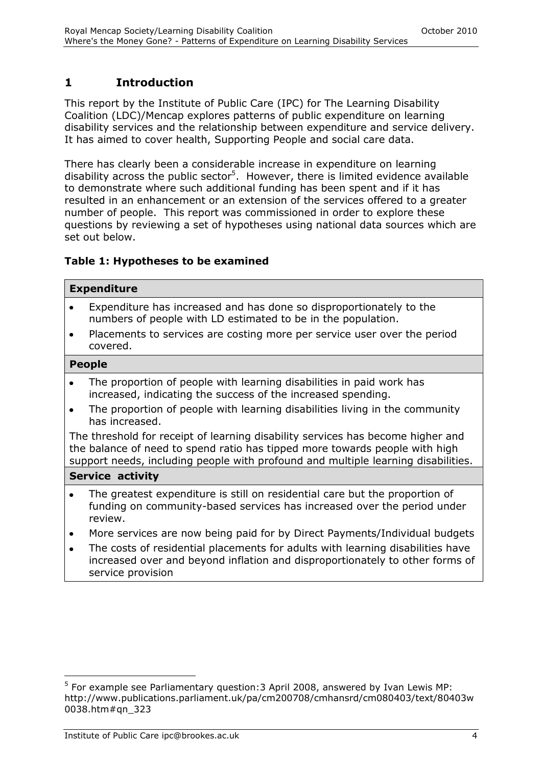# 1 Introduction

This report by the Institute of Public Care (IPC) for The Learning Disability Coalition (LDC)/Mencap explores patterns of public expenditure on learning disability services and the relationship between expenditure and service delivery. It has aimed to cover health, Supporting People and social care data.

There has clearly been a considerable increase in expenditure on learning disability across the public sector[5]. However, there is limited evidence available to demonstrate where such additional funding has been spent and if it has resulted in an enhancement or an extension of the services offered to a greater number of people. This report was commissioned in order to explore these questions by reviewing a set of hypotheses using national data sources which are set out below.

**Table 1: Hypotheses to be examined**

| **Expenditure** |
|---|
| • Expenditure has increased and has done so disproportionately to the numbers of people with LD estimated to be in the population.<br>• Placements to services are costing more per service user over the period covered. |
| **People** |
| • The proportion of people with learning disabilities in paid work has increased, indicating the success of the increased spending.<br>• The proportion of people with learning disabilities living in the community has increased.<br>The threshold for receipt of learning disability services has become higher and the balance of need to spend ratio has tipped more towards people with high support needs, including people with profound and multiple learning disabilities. |
| **Service activity** |
| • The greatest expenditure is still on residential care but the proportion of funding on community-based services has increased over the period under review.<br>• More services are now being paid for by Direct Payments/Individual budgets<br>• The costs of residential placements for adults with learning disabilities have increased over and beyond inflation and disproportionately to other forms of service provision |

---

[5] For example see Parliamentary question: 3 April 2008, answered by Ivan Lewis MP: http://www.publications.parliament.uk/pa/cm200708/cmhansrd/cm080403/text/80403w0038.htm#qn_323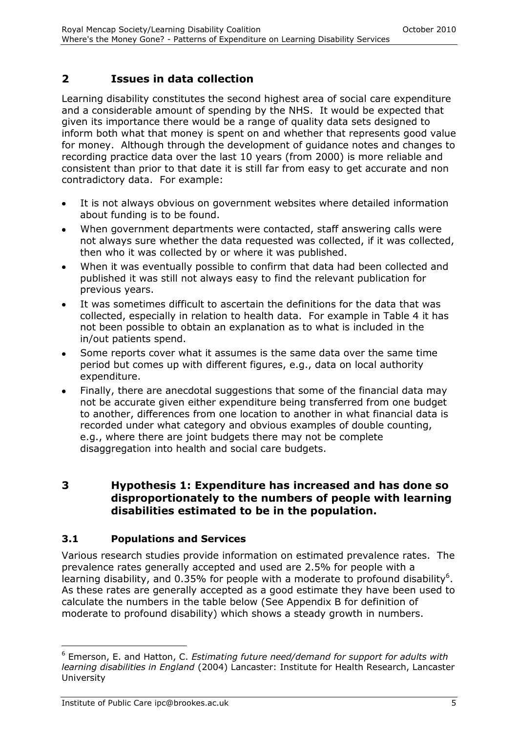## 2 Issues in data collection

Learning disability constitutes the second highest area of social care expenditure and a considerable amount of spending by the NHS. It would be expected that given its importance there would be a range of quality data sets designed to inform both what that money is spent on and whether that represents good value for money. Although through the development of guidance notes and changes to recording practice data over the last 10 years (from 2000) is more reliable and consistent than prior to that date it is still far from easy to get accurate and non contradictory data. For example:

- It is not always obvious on government websites where detailed information about funding is to be found.
- When government departments were contacted, staff answering calls were not always sure whether the data requested was collected, if it was collected, then who it was collected by or where it was published.
- When it was eventually possible to confirm that data had been collected and published it was still not always easy to find the relevant publication for previous years.
- It was sometimes difficult to ascertain the definitions for the data that was collected, especially in relation to health data. For example in Table 4 it has not been possible to obtain an explanation as to what is included in the in/out patients spend.
- Some reports cover what it assumes is the same data over the same time period but comes up with different figures, e.g., data on local authority expenditure.
- Finally, there are anecdotal suggestions that some of the financial data may not be accurate given either expenditure being transferred from one budget to another, differences from one location to another in what financial data is recorded under what category and obvious examples of double counting, e.g., where there are joint budgets there may not be complete disaggregation into health and social care budgets.

## 3 Hypothesis 1: Expenditure has increased and has done so disproportionately to the numbers of people with learning disabilities estimated to be in the population.

### 3.1 Populations and Services

Various research studies provide information on estimated prevalence rates. The prevalence rates generally accepted and used are 2.5% for people with a learning disability, and 0.35% for people with a moderate to profound disability[6]. As these rates are generally accepted as a good estimate they have been used to calculate the numbers in the table below (See Appendix B for definition of moderate to profound disability) which shows a steady growth in numbers.

---

[6] Emerson, E. and Hatton, C. *Estimating future need/demand for support for adults with learning disabilities in England* (2004) Lancaster: Institute for Health Research, Lancaster University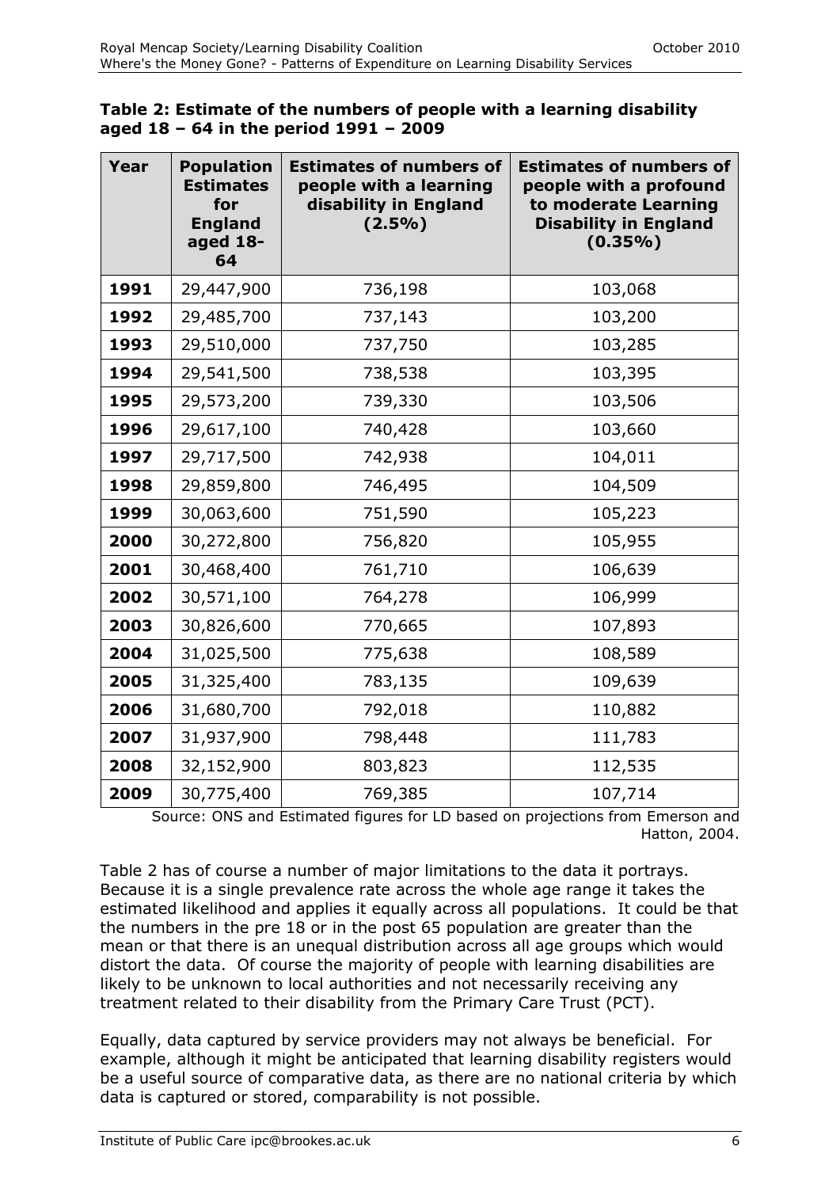**Table 2: Estimate of the numbers of people with a learning disability aged 18 – 64 in the period 1991 – 2009**

| Year | Population Estimates for England aged 18-64 | Estimates of numbers of people with a learning disability in England (2.5%) | Estimates of numbers of people with a profound to moderate Learning Disability in England (0.35%) |
|---|---|---|---|
| **1991** | 29,447,900 | 736,198 | 103,068 |
| **1992** | 29,485,700 | 737,143 | 103,200 |
| **1993** | 29,510,000 | 737,750 | 103,285 |
| **1994** | 29,541,500 | 738,538 | 103,395 |
| **1995** | 29,573,200 | 739,330 | 103,506 |
| **1996** | 29,617,100 | 740,428 | 103,660 |
| **1997** | 29,717,500 | 742,938 | 104,011 |
| **1998** | 29,859,800 | 746,495 | 104,509 |
| **1999** | 30,063,600 | 751,590 | 105,223 |
| **2000** | 30,272,800 | 756,820 | 105,955 |
| **2001** | 30,468,400 | 761,710 | 106,639 |
| **2002** | 30,571,100 | 764,278 | 106,999 |
| **2003** | 30,826,600 | 770,665 | 107,893 |
| **2004** | 31,025,500 | 775,638 | 108,589 |
| **2005** | 31,325,400 | 783,135 | 109,639 |
| **2006** | 31,680,700 | 792,018 | 110,882 |
| **2007** | 31,937,900 | 798,448 | 111,783 |
| **2008** | 32,152,900 | 803,823 | 112,535 |
| **2009** | 30,775,400 | 769,385 | 107,714 |

Source: ONS and Estimated figures for LD based on projections from Emerson and Hatton, 2004.

Table 2 has of course a number of major limitations to the data it portrays. Because it is a single prevalence rate across the whole age range it takes the estimated likelihood and applies it equally across all populations. It could be that the numbers in the pre 18 or in the post 65 population are greater than the mean or that there is an unequal distribution across all age groups which would distort the data. Of course the majority of people with learning disabilities are likely to be unknown to local authorities and not necessarily receiving any treatment related to their disability from the Primary Care Trust (PCT).

Equally, data captured by service providers may not always be beneficial. For example, although it might be anticipated that learning disability registers would be a useful source of comparative data, as there are no national criteria by which data is captured or stored, comparability is not possible.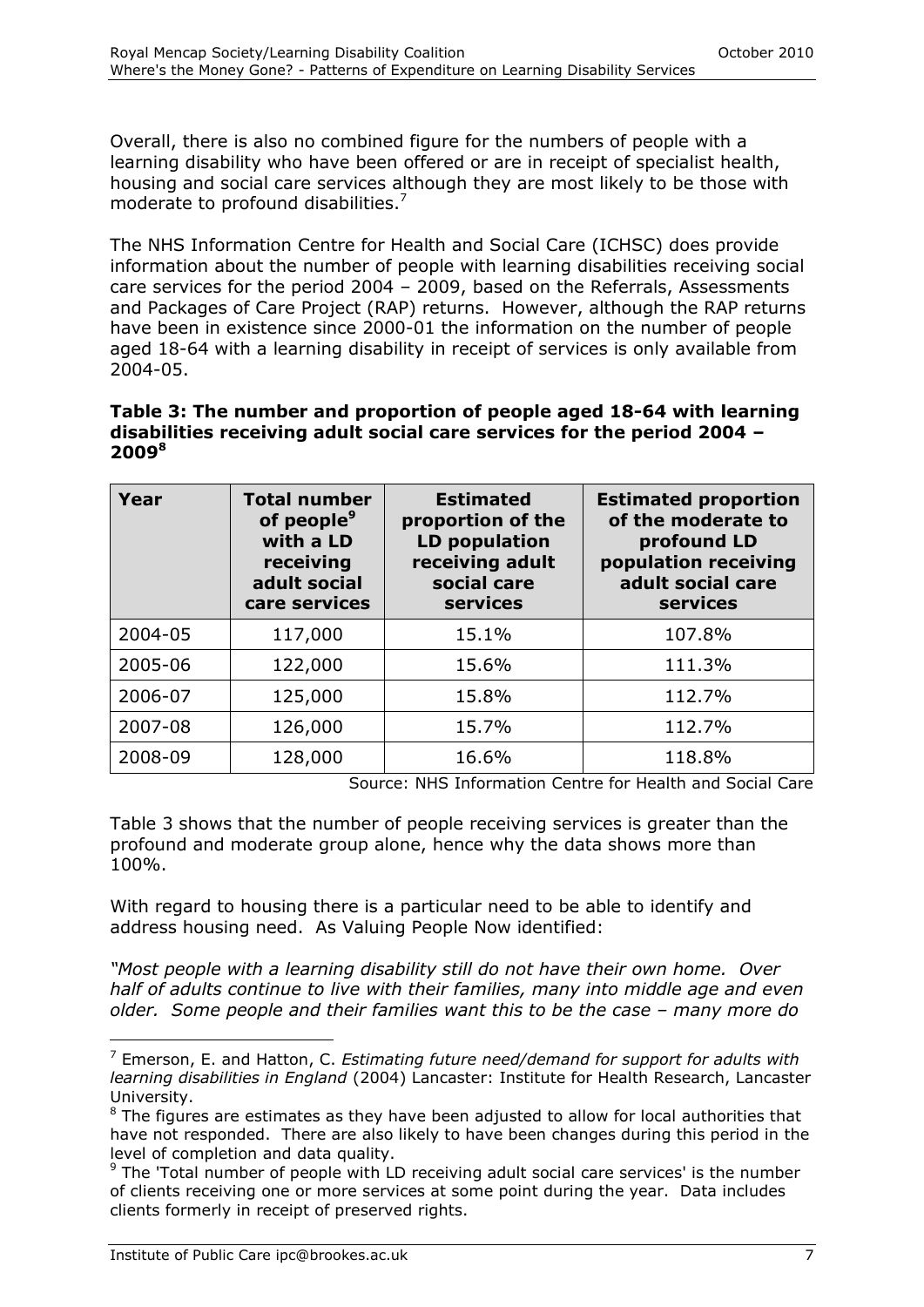Overall, there is also no combined figure for the numbers of people with a learning disability who have been offered or are in receipt of specialist health, housing and social care services although they are most likely to be those with moderate to profound disabilities.[7]

The NHS Information Centre for Health and Social Care (ICHSC) does provide information about the number of people with learning disabilities receiving social care services for the period 2004 – 2009, based on the Referrals, Assessments and Packages of Care Project (RAP) returns. However, although the RAP returns have been in existence since 2000-01 the information on the number of people aged 18-64 with a learning disability in receipt of services is only available from 2004-05.

**Table 3: The number and proportion of people aged 18-64 with learning disabilities receiving adult social care services for the period 2004 – 2009[8]**

| Year | Total number of people[9] with a LD receiving adult social care services | Estimated proportion of the LD population receiving adult social care services | Estimated proportion of the moderate to profound LD population receiving adult social care services |
|---|---|---|---|
| 2004-05 | 117,000 | 15.1% | 107.8% |
| 2005-06 | 122,000 | 15.6% | 111.3% |
| 2006-07 | 125,000 | 15.8% | 112.7% |
| 2007-08 | 126,000 | 15.7% | 112.7% |
| 2008-09 | 128,000 | 16.6% | 118.8% |

Source: NHS Information Centre for Health and Social Care

Table 3 shows that the number of people receiving services is greater than the profound and moderate group alone, hence why the data shows more than 100%.

With regard to housing there is a particular need to be able to identify and address housing need. As Valuing People Now identified:

*"Most people with a learning disability still do not have their own home. Over half of adults continue to live with their families, many into middle age and even older. Some people and their families want this to be the case – many more do*

---

[7] Emerson, E. and Hatton, C. *Estimating future need/demand for support for adults with learning disabilities in England* (2004) Lancaster: Institute for Health Research, Lancaster University.

[8] The figures are estimates as they have been adjusted to allow for local authorities that have not responded. There are also likely to have been changes during this period in the level of completion and data quality.

[9] The 'Total number of people with LD receiving adult social care services' is the number of clients receiving one or more services at some point during the year. Data includes clients formerly in receipt of preserved rights.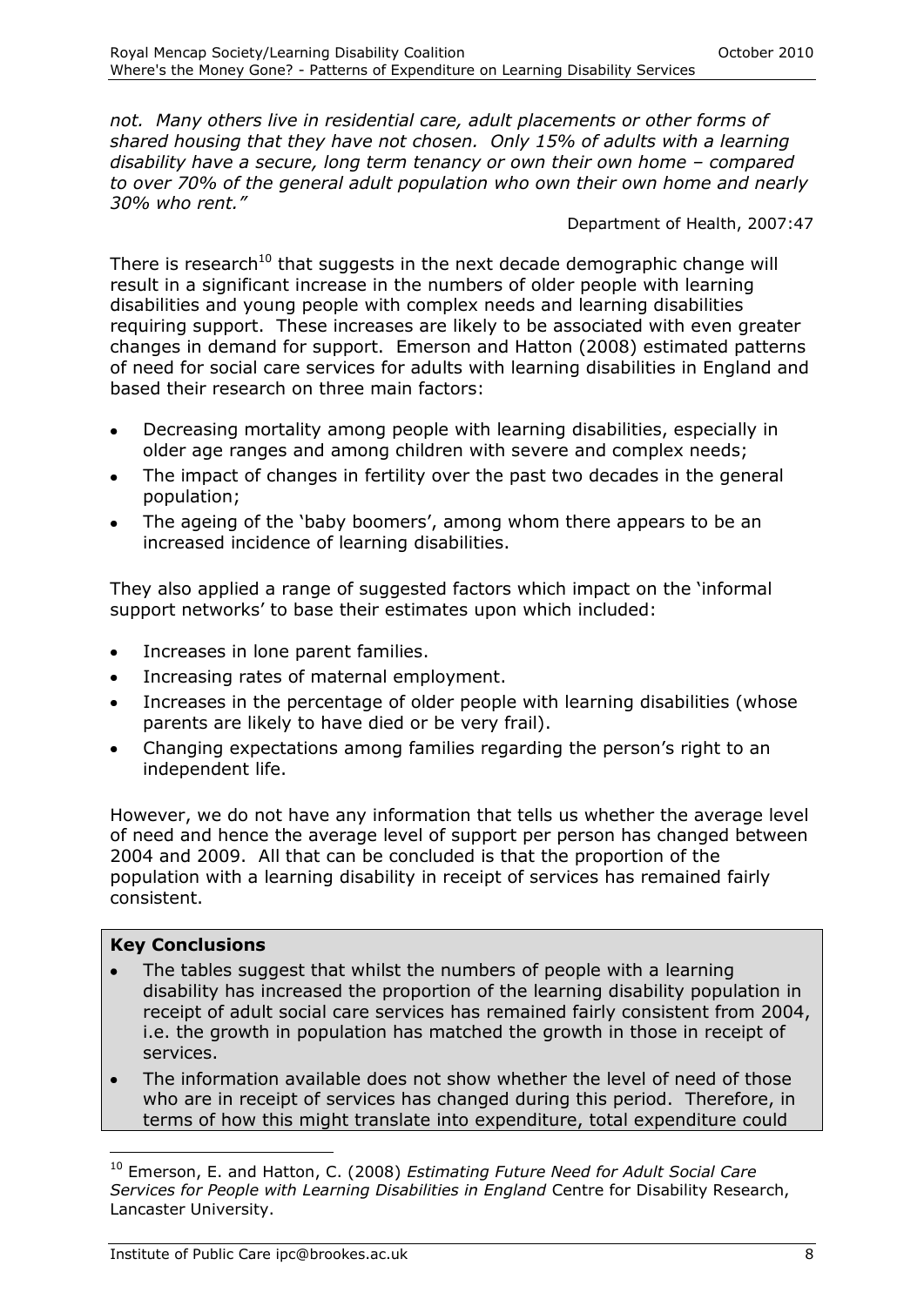*not. Many others live in residential care, adult placements or other forms of shared housing that they have not chosen. Only 15% of adults with a learning disability have a secure, long term tenancy or own their own home – compared to over 70% of the general adult population who own their own home and nearly 30% who rent."*

Department of Health, 2007:47

There is research[10] that suggests in the next decade demographic change will result in a significant increase in the numbers of older people with learning disabilities and young people with complex needs and learning disabilities requiring support. These increases are likely to be associated with even greater changes in demand for support. Emerson and Hatton (2008) estimated patterns of need for social care services for adults with learning disabilities in England and based their research on three main factors:

- Decreasing mortality among people with learning disabilities, especially in older age ranges and among children with severe and complex needs;
- The impact of changes in fertility over the past two decades in the general population;
- The ageing of the 'baby boomers', among whom there appears to be an increased incidence of learning disabilities.

They also applied a range of suggested factors which impact on the 'informal support networks' to base their estimates upon which included:

- Increases in lone parent families.
- Increasing rates of maternal employment.
- Increases in the percentage of older people with learning disabilities (whose parents are likely to have died or be very frail).
- Changing expectations among families regarding the person's right to an independent life.

However, we do not have any information that tells us whether the average level of need and hence the average level of support per person has changed between 2004 and 2009. All that can be concluded is that the proportion of the population with a learning disability in receipt of services has remained fairly consistent.

**Key Conclusions**

- The tables suggest that whilst the numbers of people with a learning disability has increased the proportion of the learning disability population in receipt of adult social care services has remained fairly consistent from 2004, i.e. the growth in population has matched the growth in those in receipt of services.
- The information available does not show whether the level of need of those who are in receipt of services has changed during this period. Therefore, in terms of how this might translate into expenditure, total expenditure could

[10] Emerson, E. and Hatton, C. (2008) *Estimating Future Need for Adult Social Care Services for People with Learning Disabilities in England* Centre for Disability Research, Lancaster University.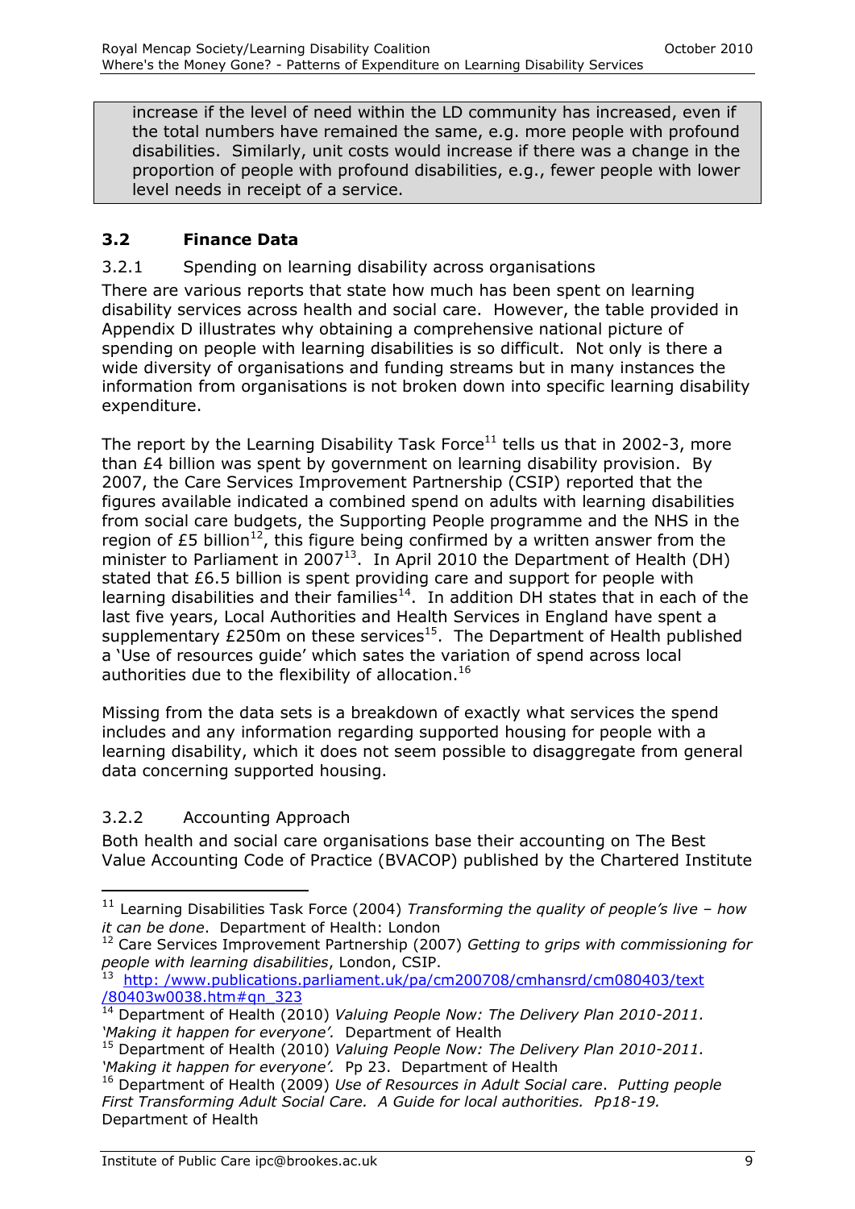increase if the level of need within the LD community has increased, even if the total numbers have remained the same, e.g. more people with profound disabilities. Similarly, unit costs would increase if there was a change in the proportion of people with profound disabilities, e.g., fewer people with lower level needs in receipt of a service.

### 3.2 Finance Data

#### 3.2.1 Spending on learning disability across organisations

There are various reports that state how much has been spent on learning disability services across health and social care. However, the table provided in Appendix D illustrates why obtaining a comprehensive national picture of spending on people with learning disabilities is so difficult. Not only is there a wide diversity of organisations and funding streams but in many instances the information from organisations is not broken down into specific learning disability expenditure.

The report by the Learning Disability Task Force[11] tells us that in 2002-3, more than £4 billion was spent by government on learning disability provision. By 2007, the Care Services Improvement Partnership (CSIP) reported that the figures available indicated a combined spend on adults with learning disabilities from social care budgets, the Supporting People programme and the NHS in the region of £5 billion[12], this figure being confirmed by a written answer from the minister to Parliament in 2007[13]. In April 2010 the Department of Health (DH) stated that £6.5 billion is spent providing care and support for people with learning disabilities and their families[14]. In addition DH states that in each of the last five years, Local Authorities and Health Services in England have spent a supplementary £250m on these services[15]. The Department of Health published a 'Use of resources guide' which sates the variation of spend across local authorities due to the flexibility of allocation.[16]

Missing from the data sets is a breakdown of exactly what services the spend includes and any information regarding supported housing for people with a learning disability, which it does not seem possible to disaggregate from general data concerning supported housing.

#### 3.2.2 Accounting Approach

Both health and social care organisations base their accounting on The Best Value Accounting Code of Practice (BVACOP) published by the Chartered Institute

---

[11] Learning Disabilities Task Force (2004) *Transforming the quality of people's live – how it can be done*. Department of Health: London

[12] Care Services Improvement Partnership (2007) *Getting to grips with commissioning for people with learning disabilities*, London, CSIP.

[13] http: /www.publications.parliament.uk/pa/cm200708/cmhansrd/cm080403/text/80403w0038.htm#qn_323

[14] Department of Health (2010) *Valuing People Now: The Delivery Plan 2010-2011. 'Making it happen for everyone'.* Department of Health

[15] Department of Health (2010) *Valuing People Now: The Delivery Plan 2010-2011. 'Making it happen for everyone'.* Pp 23. Department of Health

[16] Department of Health (2009) *Use of Resources in Adult Social care*. *Putting people First Transforming Adult Social Care. A Guide for local authorities. Pp18-19.* Department of Health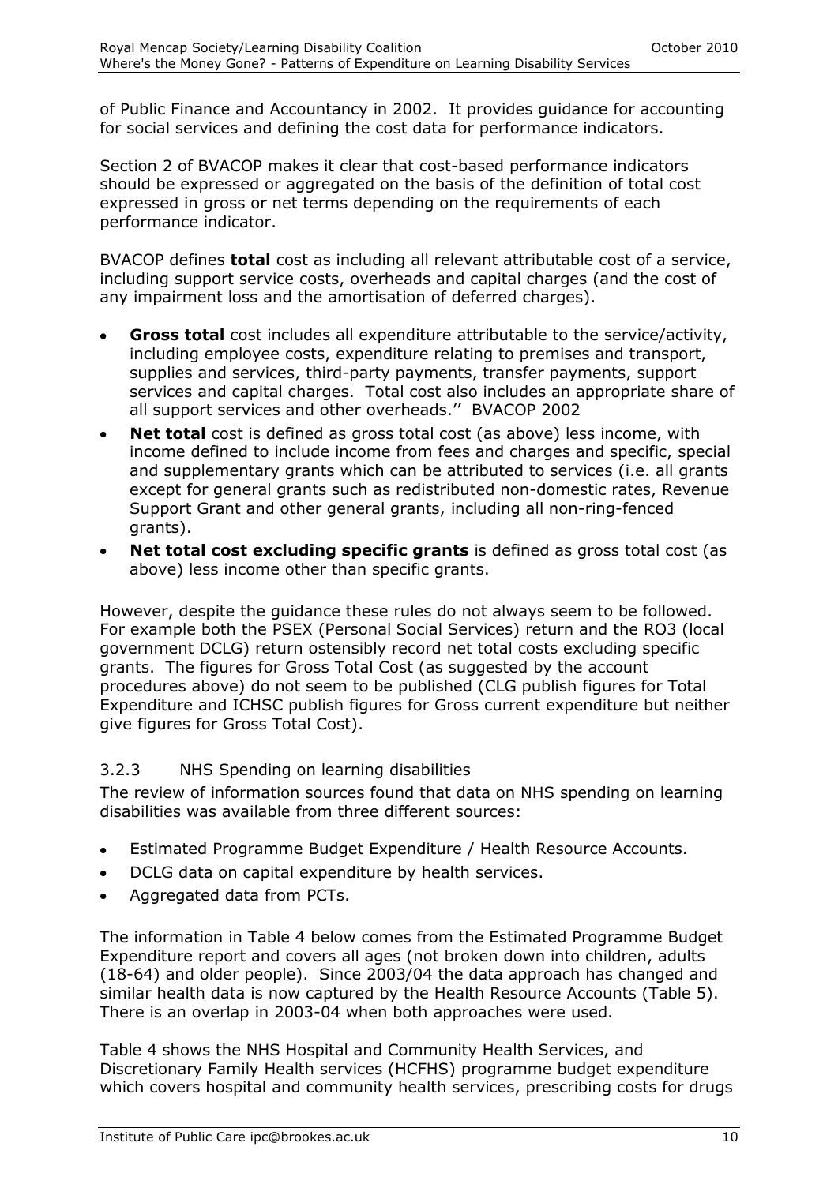of Public Finance and Accountancy in 2002. It provides guidance for accounting for social services and defining the cost data for performance indicators.

Section 2 of BVACOP makes it clear that cost-based performance indicators should be expressed or aggregated on the basis of the definition of total cost expressed in gross or net terms depending on the requirements of each performance indicator.

BVACOP defines **total** cost as including all relevant attributable cost of a service, including support service costs, overheads and capital charges (and the cost of any impairment loss and the amortisation of deferred charges).

- **Gross total** cost includes all expenditure attributable to the service/activity, including employee costs, expenditure relating to premises and transport, supplies and services, third-party payments, transfer payments, support services and capital charges. Total cost also includes an appropriate share of all support services and other overheads.'' BVACOP 2002
- **Net total** cost is defined as gross total cost (as above) less income, with income defined to include income from fees and charges and specific, special and supplementary grants which can be attributed to services (i.e. all grants except for general grants such as redistributed non-domestic rates, Revenue Support Grant and other general grants, including all non-ring-fenced grants).
- **Net total cost excluding specific grants** is defined as gross total cost (as above) less income other than specific grants.

However, despite the guidance these rules do not always seem to be followed. For example both the PSEX (Personal Social Services) return and the RO3 (local government DCLG) return ostensibly record net total costs excluding specific grants. The figures for Gross Total Cost (as suggested by the account procedures above) do not seem to be published (CLG publish figures for Total Expenditure and ICHSC publish figures for Gross current expenditure but neither give figures for Gross Total Cost).

### 3.2.3 NHS Spending on learning disabilities

The review of information sources found that data on NHS spending on learning disabilities was available from three different sources:

- Estimated Programme Budget Expenditure / Health Resource Accounts.
- DCLG data on capital expenditure by health services.
- Aggregated data from PCTs.

The information in Table 4 below comes from the Estimated Programme Budget Expenditure report and covers all ages (not broken down into children, adults (18-64) and older people). Since 2003/04 the data approach has changed and similar health data is now captured by the Health Resource Accounts (Table 5). There is an overlap in 2003-04 when both approaches were used.

Table 4 shows the NHS Hospital and Community Health Services, and Discretionary Family Health services (HCFHS) programme budget expenditure which covers hospital and community health services, prescribing costs for drugs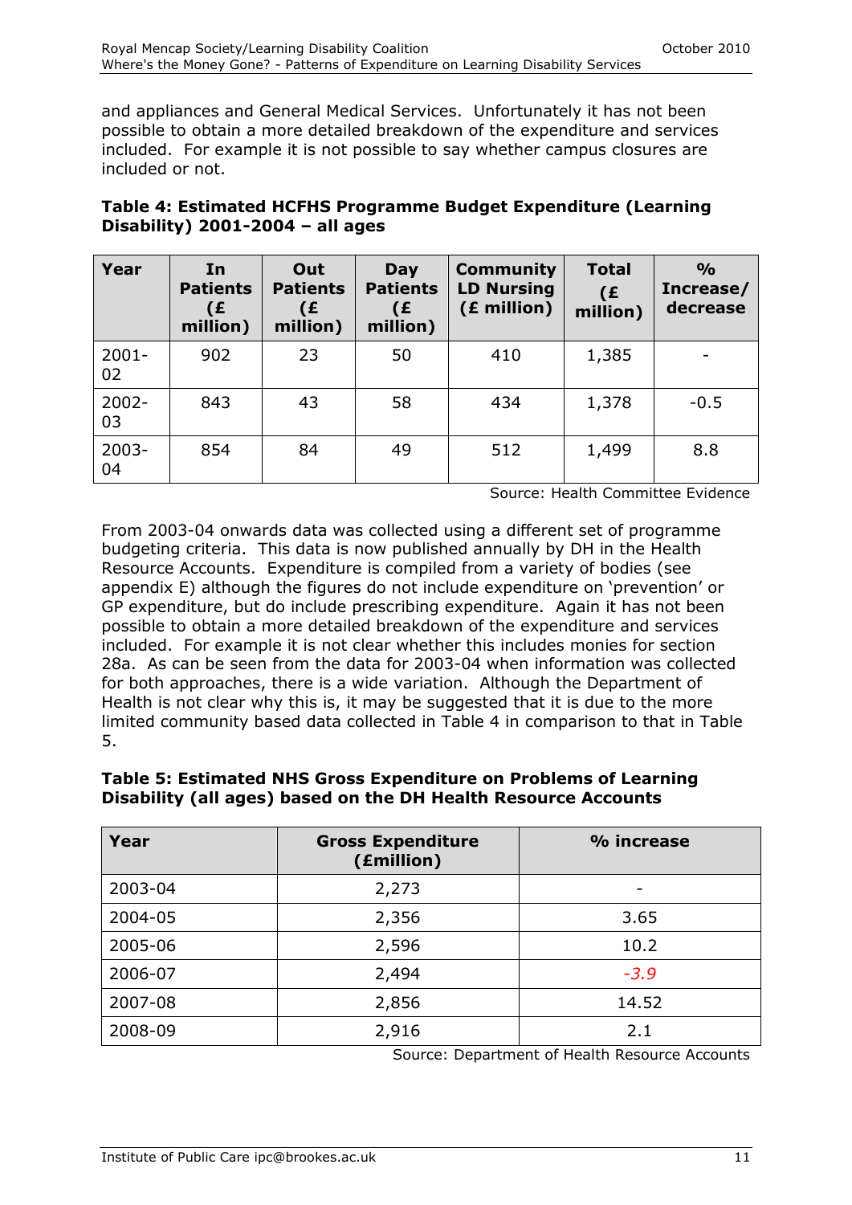and appliances and General Medical Services. Unfortunately it has not been possible to obtain a more detailed breakdown of the expenditure and services included. For example it is not possible to say whether campus closures are included or not.

**Table 4: Estimated HCFHS Programme Budget Expenditure (Learning Disability) 2001-2004 – all ages**

| Year | In Patients (£ million) | Out Patients (£ million) | Day Patients (£ million) | Community LD Nursing (£ million) | Total (£ million) | % Increase/ decrease |
|---|---|---|---|---|---|---|
| 2001-02 | 902 | 23 | 50 | 410 | 1,385 | - |
| 2002-03 | 843 | 43 | 58 | 434 | 1,378 | -0.5 |
| 2003-04 | 854 | 84 | 49 | 512 | 1,499 | 8.8 |

Source: Health Committee Evidence

From 2003-04 onwards data was collected using a different set of programme budgeting criteria. This data is now published annually by DH in the Health Resource Accounts. Expenditure is compiled from a variety of bodies (see appendix E) although the figures do not include expenditure on 'prevention' or GP expenditure, but do include prescribing expenditure. Again it has not been possible to obtain a more detailed breakdown of the expenditure and services included. For example it is not clear whether this includes monies for section 28a. As can be seen from the data for 2003-04 when information was collected for both approaches, there is a wide variation. Although the Department of Health is not clear why this is, it may be suggested that it is due to the more limited community based data collected in Table 4 in comparison to that in Table 5.

**Table 5: Estimated NHS Gross Expenditure on Problems of Learning Disability (all ages) based on the DH Health Resource Accounts**

| Year | Gross Expenditure (£million) | % increase |
|---|---|---|
| 2003-04 | 2,273 | - |
| 2004-05 | 2,356 | 3.65 |
| 2005-06 | 2,596 | 10.2 |
| 2006-07 | 2,494 | *-3.9* |
| 2007-08 | 2,856 | 14.52 |
| 2008-09 | 2,916 | 2.1 |

Source: Department of Health Resource Accounts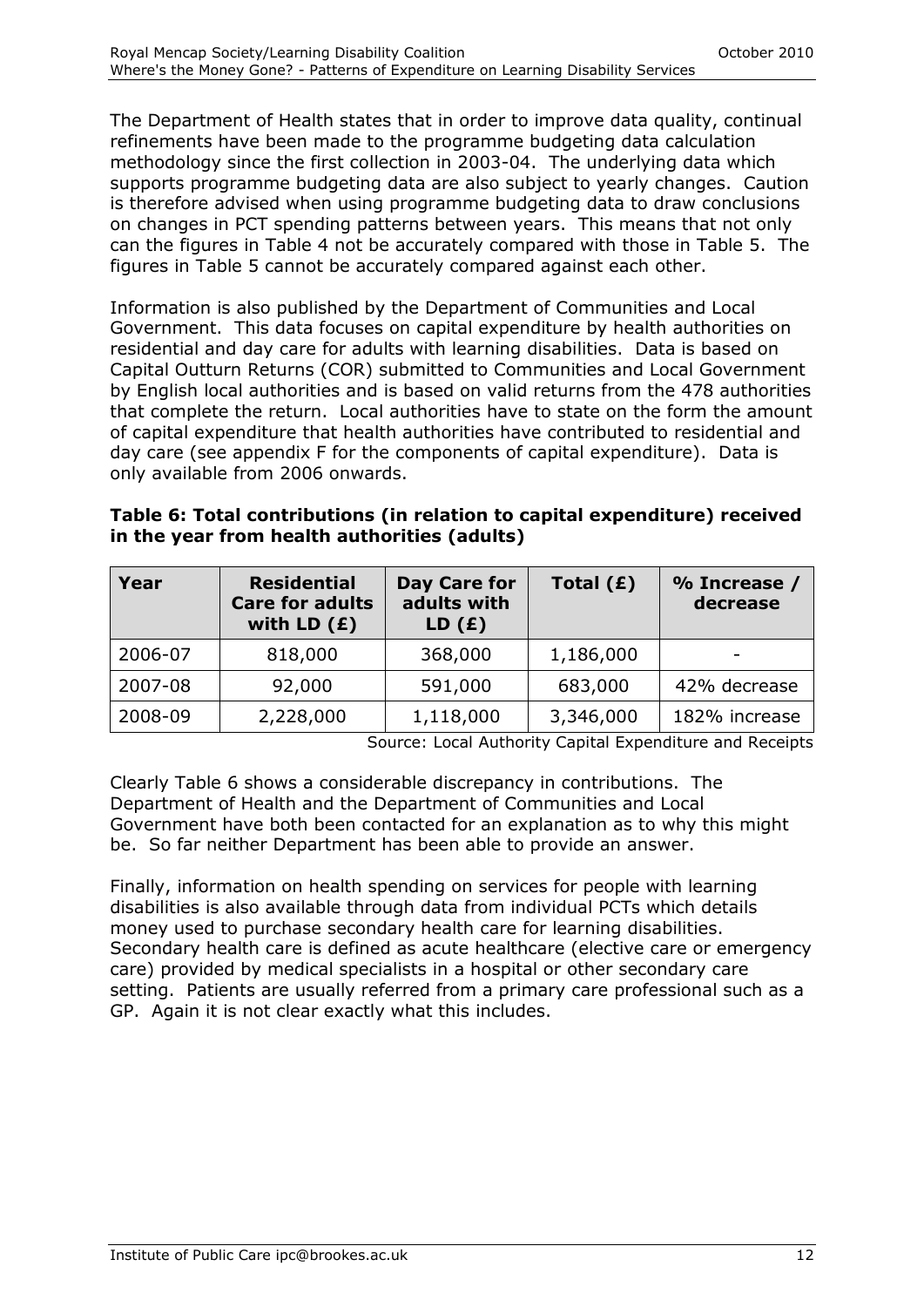The Department of Health states that in order to improve data quality, continual refinements have been made to the programme budgeting data calculation methodology since the first collection in 2003-04. The underlying data which supports programme budgeting data are also subject to yearly changes. Caution is therefore advised when using programme budgeting data to draw conclusions on changes in PCT spending patterns between years. This means that not only can the figures in Table 4 not be accurately compared with those in Table 5. The figures in Table 5 cannot be accurately compared against each other.

Information is also published by the Department of Communities and Local Government. This data focuses on capital expenditure by health authorities on residential and day care for adults with learning disabilities. Data is based on Capital Outturn Returns (COR) submitted to Communities and Local Government by English local authorities and is based on valid returns from the 478 authorities that complete the return. Local authorities have to state on the form the amount of capital expenditure that health authorities have contributed to residential and day care (see appendix F for the components of capital expenditure). Data is only available from 2006 onwards.

**Table 6: Total contributions (in relation to capital expenditure) received in the year from health authorities (adults)**

| Year | Residential Care for adults with LD (£) | Day Care for adults with LD (£) | Total (£) | % Increase / decrease |
|---|---|---|---|---|
| 2006-07 | 818,000 | 368,000 | 1,186,000 | - |
| 2007-08 | 92,000 | 591,000 | 683,000 | 42% decrease |
| 2008-09 | 2,228,000 | 1,118,000 | 3,346,000 | 182% increase |

Source: Local Authority Capital Expenditure and Receipts

Clearly Table 6 shows a considerable discrepancy in contributions. The Department of Health and the Department of Communities and Local Government have both been contacted for an explanation as to why this might be. So far neither Department has been able to provide an answer.

Finally, information on health spending on services for people with learning disabilities is also available through data from individual PCTs which details money used to purchase secondary health care for learning disabilities. Secondary health care is defined as acute healthcare (elective care or emergency care) provided by medical specialists in a hospital or other secondary care setting. Patients are usually referred from a primary care professional such as a GP. Again it is not clear exactly what this includes.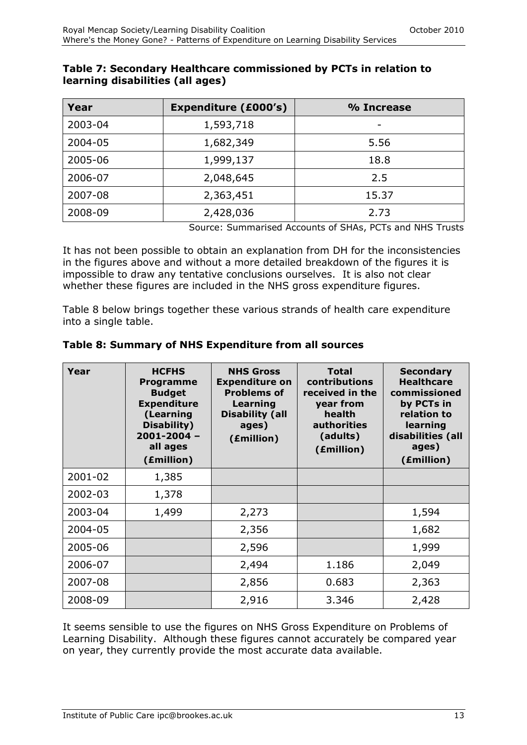**Table 7: Secondary Healthcare commissioned by PCTs in relation to learning disabilities (all ages)**

| Year | Expenditure (£000's) | % Increase |
|---|---|---|
| 2003-04 | 1,593,718 | - |
| 2004-05 | 1,682,349 | 5.56 |
| 2005-06 | 1,999,137 | 18.8 |
| 2006-07 | 2,048,645 | 2.5 |
| 2007-08 | 2,363,451 | 15.37 |
| 2008-09 | 2,428,036 | 2.73 |

Source: Summarised Accounts of SHAs, PCTs and NHS Trusts

It has not been possible to obtain an explanation from DH for the inconsistencies in the figures above and without a more detailed breakdown of the figures it is impossible to draw any tentative conclusions ourselves. It is also not clear whether these figures are included in the NHS gross expenditure figures.

Table 8 below brings together these various strands of health care expenditure into a single table.

**Table 8: Summary of NHS Expenditure from all sources**

| Year | HCFHS Programme Budget Expenditure (Learning Disability) 2001-2004 – all ages (£million) | NHS Gross Expenditure on Problems of Learning Disability (all ages) (£million) | Total contributions received in the year from health authorities (adults) (£million) | Secondary Healthcare commissioned by PCTs in relation to learning disabilities (all ages) (£million) |
|---|---|---|---|---|
| 2001-02 | 1,385 | | | |
| 2002-03 | 1,378 | | | |
| 2003-04 | 1,499 | 2,273 | | 1,594 |
| 2004-05 | | 2,356 | | 1,682 |
| 2005-06 | | 2,596 | | 1,999 |
| 2006-07 | | 2,494 | 1.186 | 2,049 |
| 2007-08 | | 2,856 | 0.683 | 2,363 |
| 2008-09 | | 2,916 | 3.346 | 2,428 |

It seems sensible to use the figures on NHS Gross Expenditure on Problems of Learning Disability. Although these figures cannot accurately be compared year on year, they currently provide the most accurate data available.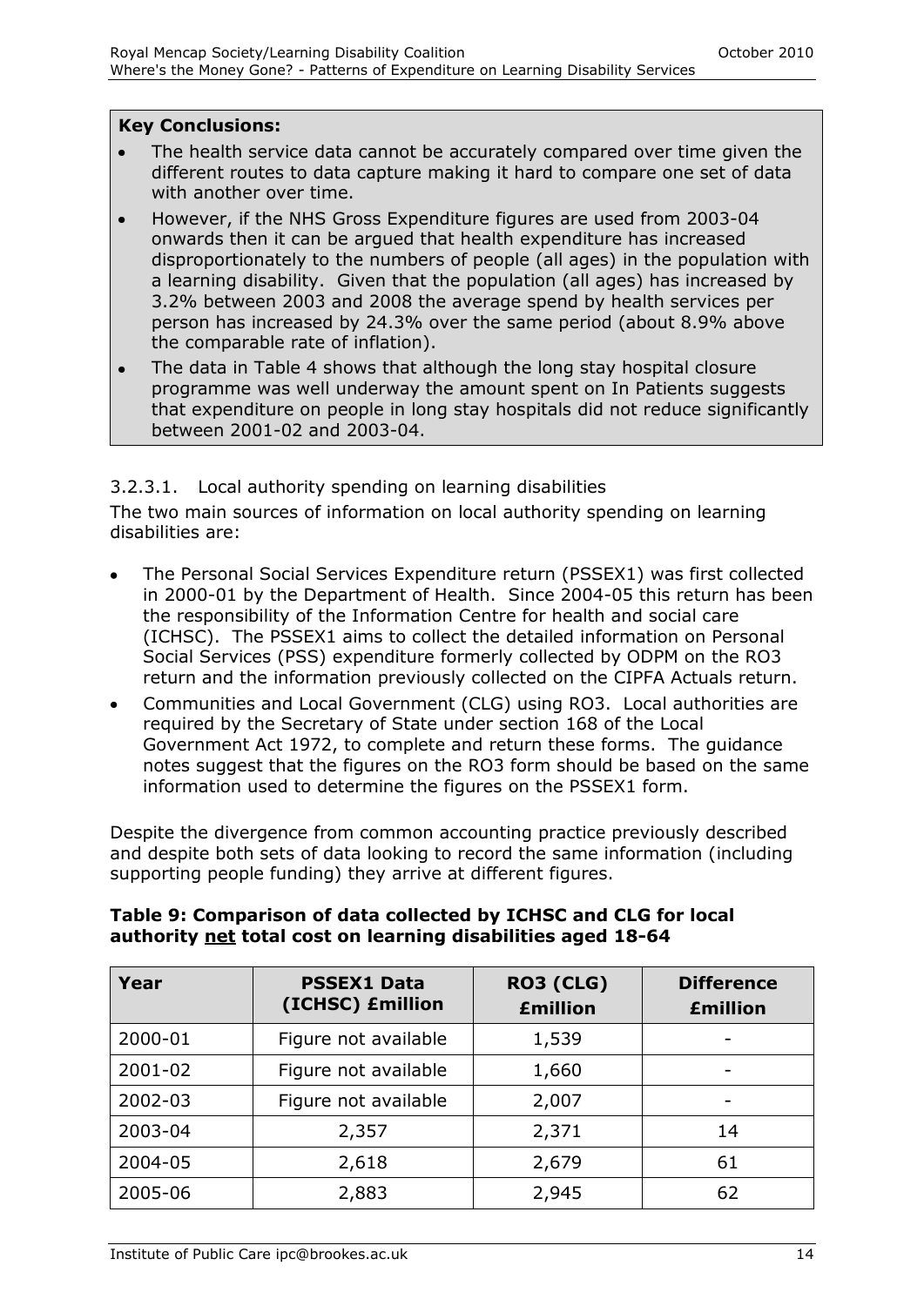**Key Conclusions:**

- The health service data cannot be accurately compared over time given the different routes to data capture making it hard to compare one set of data with another over time.
- However, if the NHS Gross Expenditure figures are used from 2003-04 onwards then it can be argued that health expenditure has increased disproportionately to the numbers of people (all ages) in the population with a learning disability. Given that the population (all ages) has increased by 3.2% between 2003 and 2008 the average spend by health services per person has increased by 24.3% over the same period (about 8.9% above the comparable rate of inflation).
- The data in Table 4 shows that although the long stay hospital closure programme was well underway the amount spent on In Patients suggests that expenditure on people in long stay hospitals did not reduce significantly between 2001-02 and 2003-04.

3.2.3.1. Local authority spending on learning disabilities

The two main sources of information on local authority spending on learning disabilities are:

- The Personal Social Services Expenditure return (PSSEX1) was first collected in 2000-01 by the Department of Health. Since 2004-05 this return has been the responsibility of the Information Centre for health and social care (ICHSC). The PSSEX1 aims to collect the detailed information on Personal Social Services (PSS) expenditure formerly collected by ODPM on the RO3 return and the information previously collected on the CIPFA Actuals return.
- Communities and Local Government (CLG) using RO3. Local authorities are required by the Secretary of State under section 168 of the Local Government Act 1972, to complete and return these forms. The guidance notes suggest that the figures on the RO3 form should be based on the same information used to determine the figures on the PSSEX1 form.

Despite the divergence from common accounting practice previously described and despite both sets of data looking to record the same information (including supporting people funding) they arrive at different figures.

**Table 9: Comparison of data collected by ICHSC and CLG for local authority net total cost on learning disabilities aged 18-64**

| Year | PSSEX1 Data (ICHSC) £million | RO3 (CLG) £million | Difference £million |
|---|---|---|---|
| 2000-01 | Figure not available | 1,539 | - |
| 2001-02 | Figure not available | 1,660 | - |
| 2002-03 | Figure not available | 2,007 | - |
| 2003-04 | 2,357 | 2,371 | 14 |
| 2004-05 | 2,618 | 2,679 | 61 |
| 2005-06 | 2,883 | 2,945 | 62 |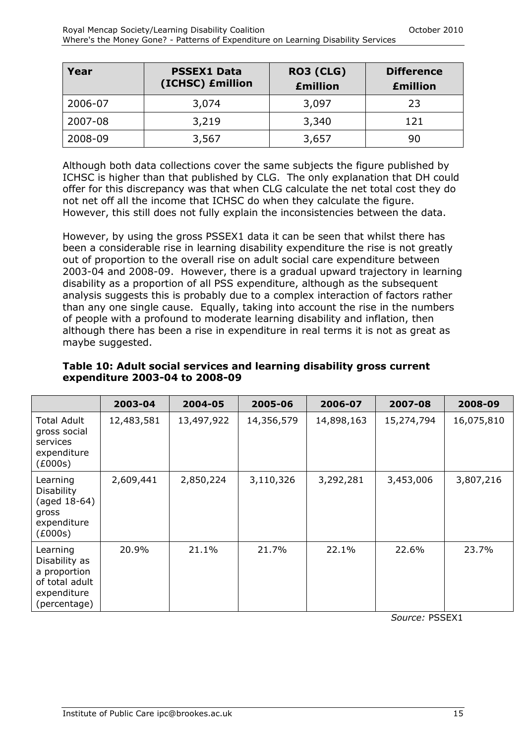| Year | PSSEX1 Data (ICHSC) £million | RO3 (CLG) £million | Difference £million |
|---|---|---|---|
| 2006-07 | 3,074 | 3,097 | 23 |
| 2007-08 | 3,219 | 3,340 | 121 |
| 2008-09 | 3,567 | 3,657 | 90 |

Although both data collections cover the same subjects the figure published by ICHSC is higher than that published by CLG. The only explanation that DH could offer for this discrepancy was that when CLG calculate the net total cost they do not net off all the income that ICHSC do when they calculate the figure. However, this still does not fully explain the inconsistencies between the data.

However, by using the gross PSSEX1 data it can be seen that whilst there has been a considerable rise in learning disability expenditure the rise is not greatly out of proportion to the overall rise on adult social care expenditure between 2003-04 and 2008-09. However, there is a gradual upward trajectory in learning disability as a proportion of all PSS expenditure, although as the subsequent analysis suggests this is probably due to a complex interaction of factors rather than any one single cause. Equally, taking into account the rise in the numbers of people with a profound to moderate learning disability and inflation, then although there has been a rise in expenditure in real terms it is not as great as maybe suggested.

**Table 10: Adult social services and learning disability gross current expenditure 2003-04 to 2008-09**

| | 2003-04 | 2004-05 | 2005-06 | 2006-07 | 2007-08 | 2008-09 |
|---|---|---|---|---|---|---|
| Total Adult gross social services expenditure (£000s) | 12,483,581 | 13,497,922 | 14,356,579 | 14,898,163 | 15,274,794 | 16,075,810 |
| Learning Disability (aged 18-64) gross expenditure (£000s) | 2,609,441 | 2,850,224 | 3,110,326 | 3,292,281 | 3,453,006 | 3,807,216 |
| Learning Disability as a proportion of total adult expenditure (percentage) | 20.9% | 21.1% | 21.7% | 22.1% | 22.6% | 23.7% |

*Source:* PSSEX1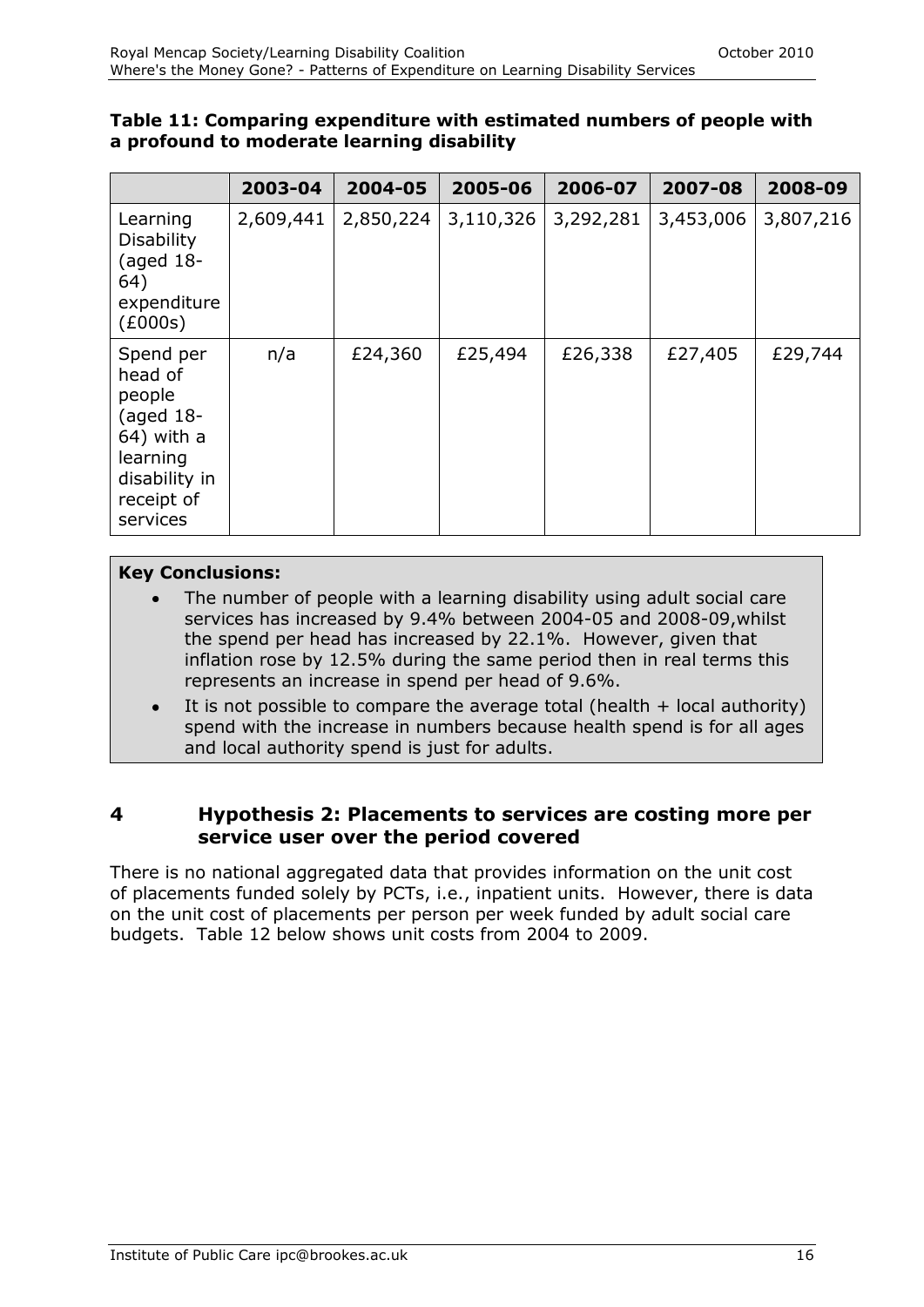**Table 11: Comparing expenditure with estimated numbers of people with a profound to moderate learning disability**

| | 2003-04 | 2004-05 | 2005-06 | 2006-07 | 2007-08 | 2008-09 |
|---|---|---|---|---|---|---|
| Learning Disability (aged 18-64) expenditure (£000s) | 2,609,441 | 2,850,224 | 3,110,326 | 3,292,281 | 3,453,006 | 3,807,216 |
| Spend per head of people (aged 18-64) with a learning disability in receipt of services | n/a | £24,360 | £25,494 | £26,338 | £27,405 | £29,744 |

**Key Conclusions:**

- The number of people with a learning disability using adult social care services has increased by 9.4% between 2004-05 and 2008-09,whilst the spend per head has increased by 22.1%. However, given that inflation rose by 12.5% during the same period then in real terms this represents an increase in spend per head of 9.6%.
- It is not possible to compare the average total (health + local authority) spend with the increase in numbers because health spend is for all ages and local authority spend is just for adults.

## 4 Hypothesis 2: Placements to services are costing more per service user over the period covered

There is no national aggregated data that provides information on the unit cost of placements funded solely by PCTs, i.e., inpatient units. However, there is data on the unit cost of placements per person per week funded by adult social care budgets. Table 12 below shows unit costs from 2004 to 2009.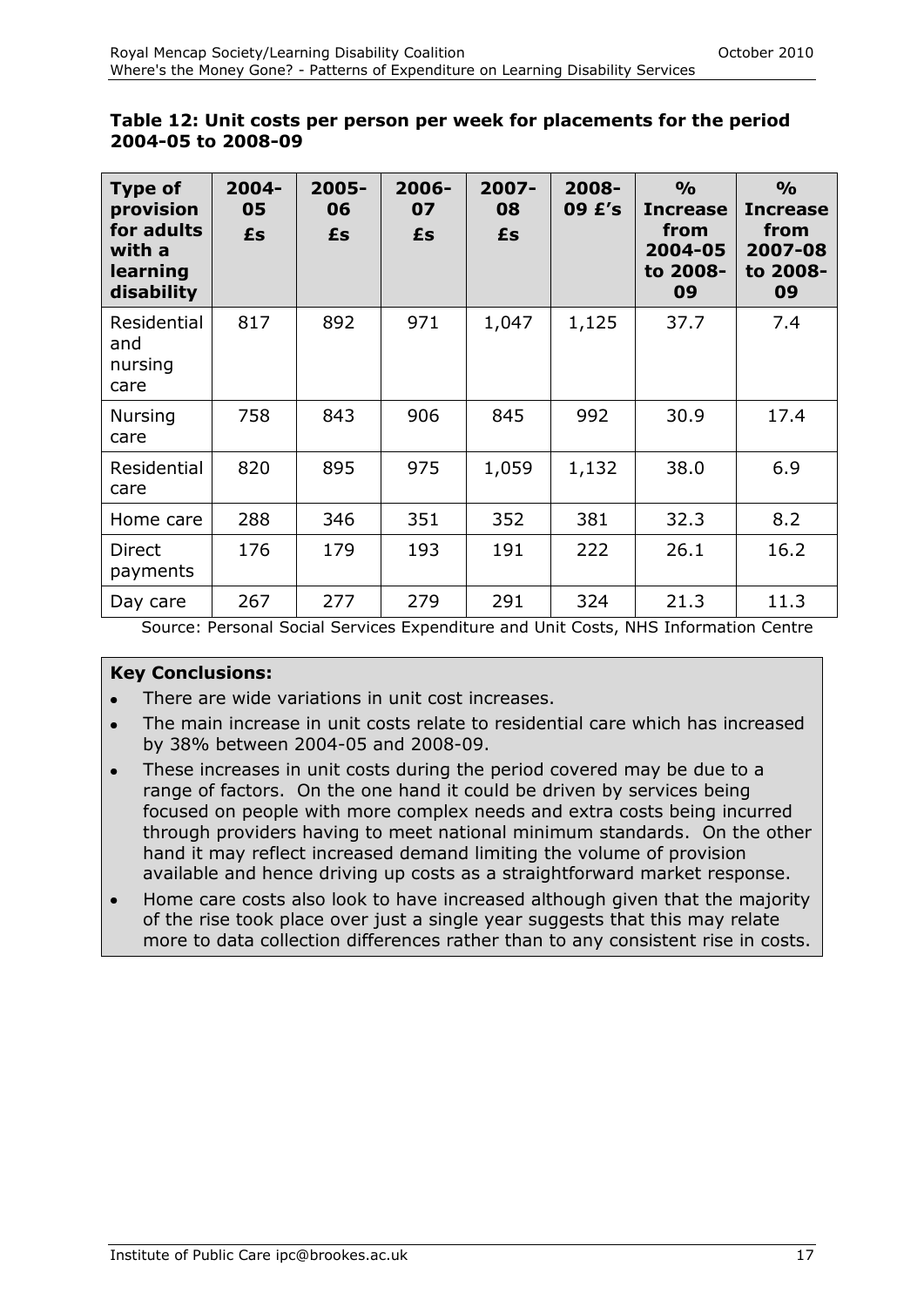**Table 12: Unit costs per person per week for placements for the period 2004-05 to 2008-09**

| Type of provision for adults with a learning disability | 2004-05 £s | 2005-06 £s | 2006-07 £s | 2007-08 £s | 2008-09 £'s | % Increase from 2004-05 to 2008-09 | % Increase from 2007-08 to 2008-09 |
|---|---|---|---|---|---|---|---|
| Residential and nursing care | 817 | 892 | 971 | 1,047 | 1,125 | 37.7 | 7.4 |
| Nursing care | 758 | 843 | 906 | 845 | 992 | 30.9 | 17.4 |
| Residential care | 820 | 895 | 975 | 1,059 | 1,132 | 38.0 | 6.9 |
| Home care | 288 | 346 | 351 | 352 | 381 | 32.3 | 8.2 |
| Direct payments | 176 | 179 | 193 | 191 | 222 | 26.1 | 16.2 |
| Day care | 267 | 277 | 279 | 291 | 324 | 21.3 | 11.3 |

Source: Personal Social Services Expenditure and Unit Costs, NHS Information Centre

**Key Conclusions:**

- There are wide variations in unit cost increases.
- The main increase in unit costs relate to residential care which has increased by 38% between 2004-05 and 2008-09.
- These increases in unit costs during the period covered may be due to a range of factors. On the one hand it could be driven by services being focused on people with more complex needs and extra costs being incurred through providers having to meet national minimum standards. On the other hand it may reflect increased demand limiting the volume of provision available and hence driving up costs as a straightforward market response.
- Home care costs also look to have increased although given that the majority of the rise took place over just a single year suggests that this may relate more to data collection differences rather than to any consistent rise in costs.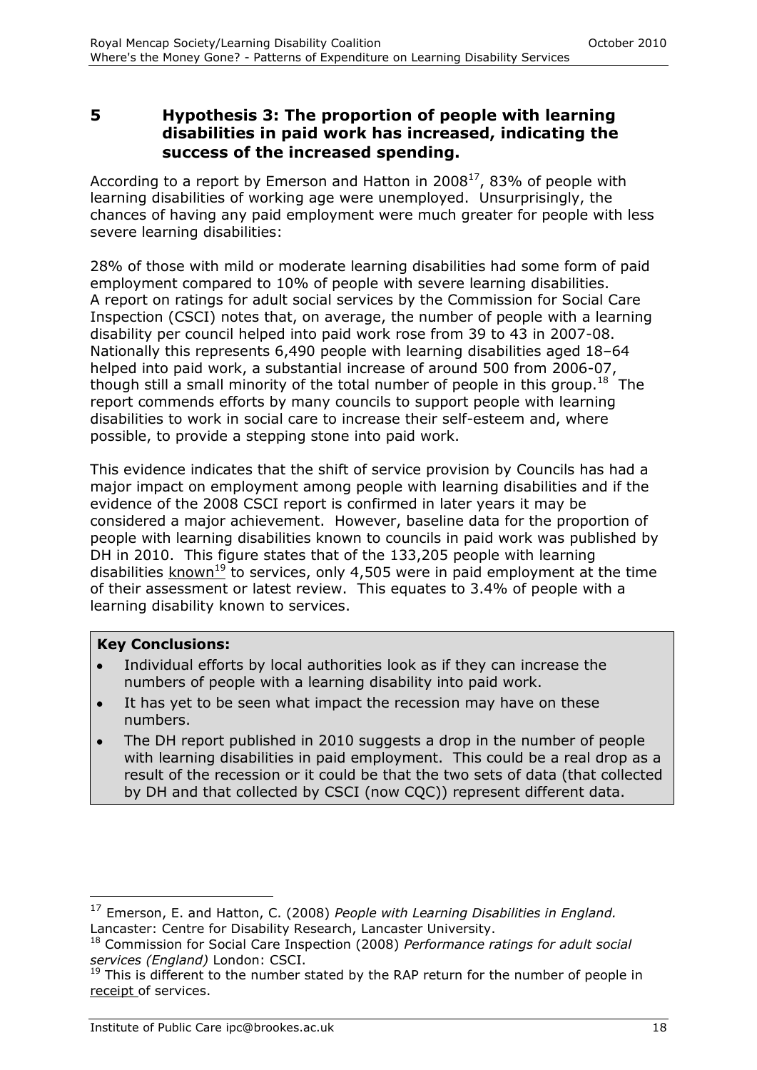## 5 Hypothesis 3: The proportion of people with learning disabilities in paid work has increased, indicating the success of the increased spending.

According to a report by Emerson and Hatton in 2008[17], 83% of people with learning disabilities of working age were unemployed. Unsurprisingly, the chances of having any paid employment were much greater for people with less severe learning disabilities:

28% of those with mild or moderate learning disabilities had some form of paid employment compared to 10% of people with severe learning disabilities. A report on ratings for adult social services by the Commission for Social Care Inspection (CSCI) notes that, on average, the number of people with a learning disability per council helped into paid work rose from 39 to 43 in 2007-08. Nationally this represents 6,490 people with learning disabilities aged 18–64 helped into paid work, a substantial increase of around 500 from 2006-07, though still a small minority of the total number of people in this group.[18] The report commends efforts by many councils to support people with learning disabilities to work in social care to increase their self-esteem and, where possible, to provide a stepping stone into paid work.

This evidence indicates that the shift of service provision by Councils has had a major impact on employment among people with learning disabilities and if the evidence of the 2008 CSCI report is confirmed in later years it may be considered a major achievement. However, baseline data for the proportion of people with learning disabilities known to councils in paid work was published by DH in 2010. This figure states that of the 133,205 people with learning disabilities known[19] to services, only 4,505 were in paid employment at the time of their assessment or latest review. This equates to 3.4% of people with a learning disability known to services.

**Key Conclusions:**

- Individual efforts by local authorities look as if they can increase the numbers of people with a learning disability into paid work.
- It has yet to be seen what impact the recession may have on these numbers.
- The DH report published in 2010 suggests a drop in the number of people with learning disabilities in paid employment. This could be a real drop as a result of the recession or it could be that the two sets of data (that collected by DH and that collected by CSCI (now CQC)) represent different data.

---

[17] Emerson, E. and Hatton, C. (2008) *People with Learning Disabilities in England*. Lancaster: Centre for Disability Research, Lancaster University.

[18] Commission for Social Care Inspection (2008) *Performance ratings for adult social services (England)* London: CSCI.

[19] This is different to the number stated by the RAP return for the number of people in receipt of services.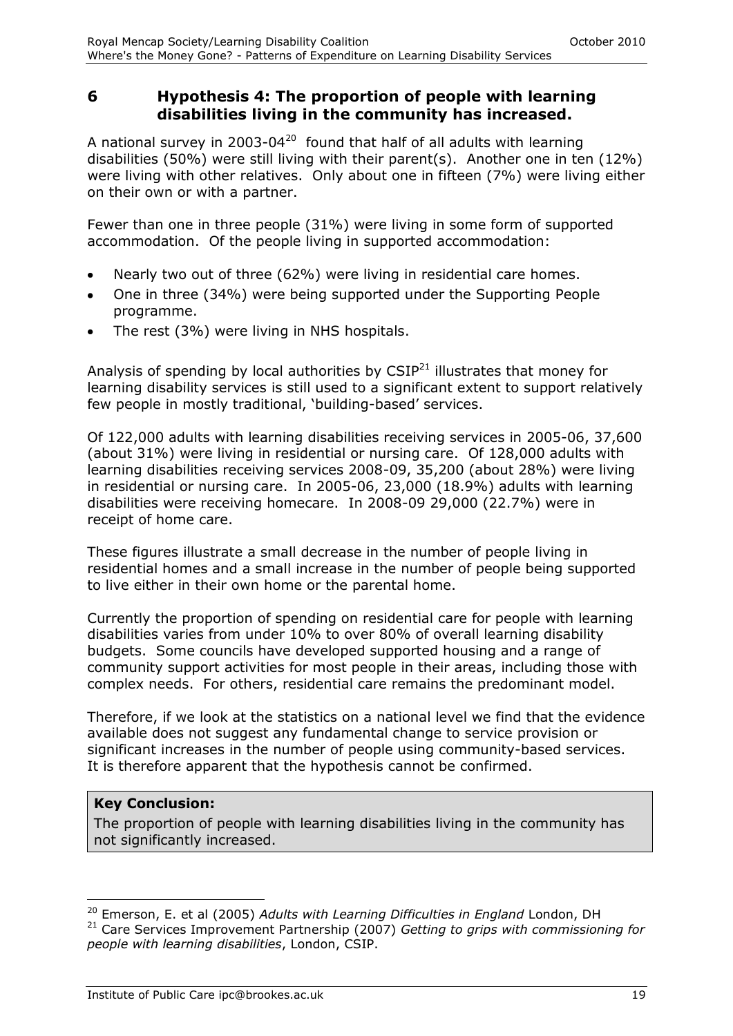## 6 Hypothesis 4: The proportion of people with learning disabilities living in the community has increased.

A national survey in 2003-04[20] found that half of all adults with learning disabilities (50%) were still living with their parent(s). Another one in ten (12%) were living with other relatives. Only about one in fifteen (7%) were living either on their own or with a partner.

Fewer than one in three people (31%) were living in some form of supported accommodation. Of the people living in supported accommodation:

- Nearly two out of three (62%) were living in residential care homes.
- One in three (34%) were being supported under the Supporting People programme.
- The rest (3%) were living in NHS hospitals.

Analysis of spending by local authorities by CSIP[21] illustrates that money for learning disability services is still used to a significant extent to support relatively few people in mostly traditional, 'building-based' services.

Of 122,000 adults with learning disabilities receiving services in 2005-06, 37,600 (about 31%) were living in residential or nursing care. Of 128,000 adults with learning disabilities receiving services 2008-09, 35,200 (about 28%) were living in residential or nursing care. In 2005-06, 23,000 (18.9%) adults with learning disabilities were receiving homecare. In 2008-09 29,000 (22.7%) were in receipt of home care.

These figures illustrate a small decrease in the number of people living in residential homes and a small increase in the number of people being supported to live either in their own home or the parental home.

Currently the proportion of spending on residential care for people with learning disabilities varies from under 10% to over 80% of overall learning disability budgets. Some councils have developed supported housing and a range of community support activities for most people in their areas, including those with complex needs. For others, residential care remains the predominant model.

Therefore, if we look at the statistics on a national level we find that the evidence available does not suggest any fundamental change to service provision or significant increases in the number of people using community-based services. It is therefore apparent that the hypothesis cannot be confirmed.

**Key Conclusion:**
The proportion of people with learning disabilities living in the community has not significantly increased.

---

[20] Emerson, E. et al (2005) *Adults with Learning Difficulties in England* London, DH

[21] Care Services Improvement Partnership (2007) *Getting to grips with commissioning for people with learning disabilities*, London, CSIP.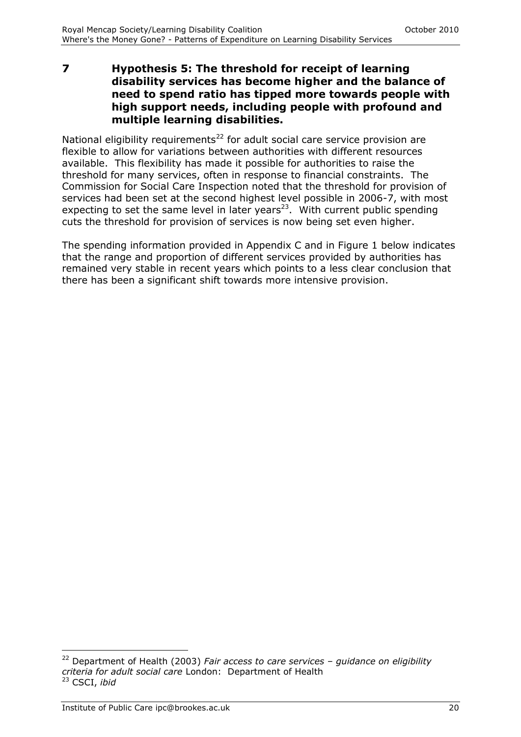# 7 Hypothesis 5: The threshold for receipt of learning disability services has become higher and the balance of need to spend ratio has tipped more towards people with high support needs, including people with profound and multiple learning disabilities.

National eligibility requirements[22] for adult social care service provision are flexible to allow for variations between authorities with different resources available. This flexibility has made it possible for authorities to raise the threshold for many services, often in response to financial constraints. The Commission for Social Care Inspection noted that the threshold for provision of services had been set at the second highest level possible in 2006-7, with most expecting to set the same level in later years[23]. With current public spending cuts the threshold for provision of services is now being set even higher.

The spending information provided in Appendix C and in Figure 1 below indicates that the range and proportion of different services provided by authorities has remained very stable in recent years which points to a less clear conclusion that there has been a significant shift towards more intensive provision.

---

[22] Department of Health (2003) *Fair access to care services – guidance on eligibility criteria for adult social care* London: Department of Health

[23] CSCI, *ibid*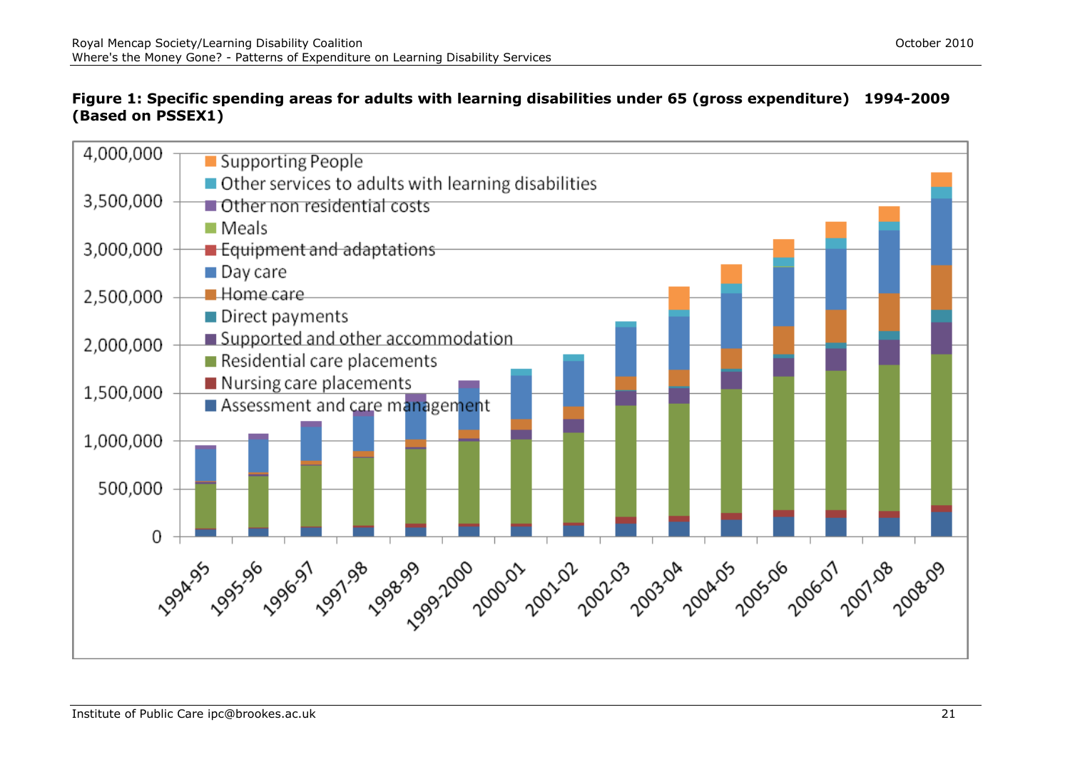**Figure 1: Specific spending areas for adults with learning disabilities under 65 (gross expenditure) 1994-2009 (Based on PSSEX1)**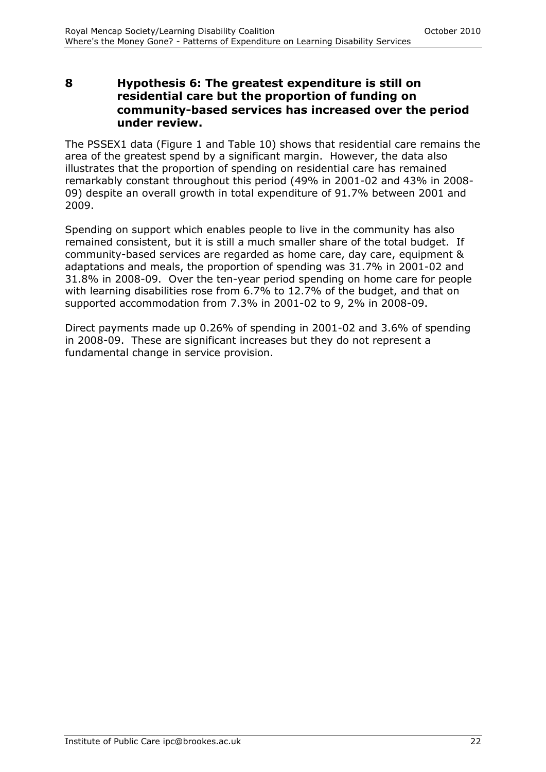## 8 Hypothesis 6: The greatest expenditure is still on residential care but the proportion of funding on community-based services has increased over the period under review.

The PSSEX1 data (Figure 1 and Table 10) shows that residential care remains the area of the greatest spend by a significant margin. However, the data also illustrates that the proportion of spending on residential care has remained remarkably constant throughout this period (49% in 2001-02 and 43% in 2008-09) despite an overall growth in total expenditure of 91.7% between 2001 and 2009.

Spending on support which enables people to live in the community has also remained consistent, but it is still a much smaller share of the total budget. If community-based services are regarded as home care, day care, equipment & adaptations and meals, the proportion of spending was 31.7% in 2001-02 and 31.8% in 2008-09. Over the ten-year period spending on home care for people with learning disabilities rose from 6.7% to 12.7% of the budget, and that on supported accommodation from 7.3% in 2001-02 to 9, 2% in 2008-09.

Direct payments made up 0.26% of spending in 2001-02 and 3.6% of spending in 2008-09. These are significant increases but they do not represent a fundamental change in service provision.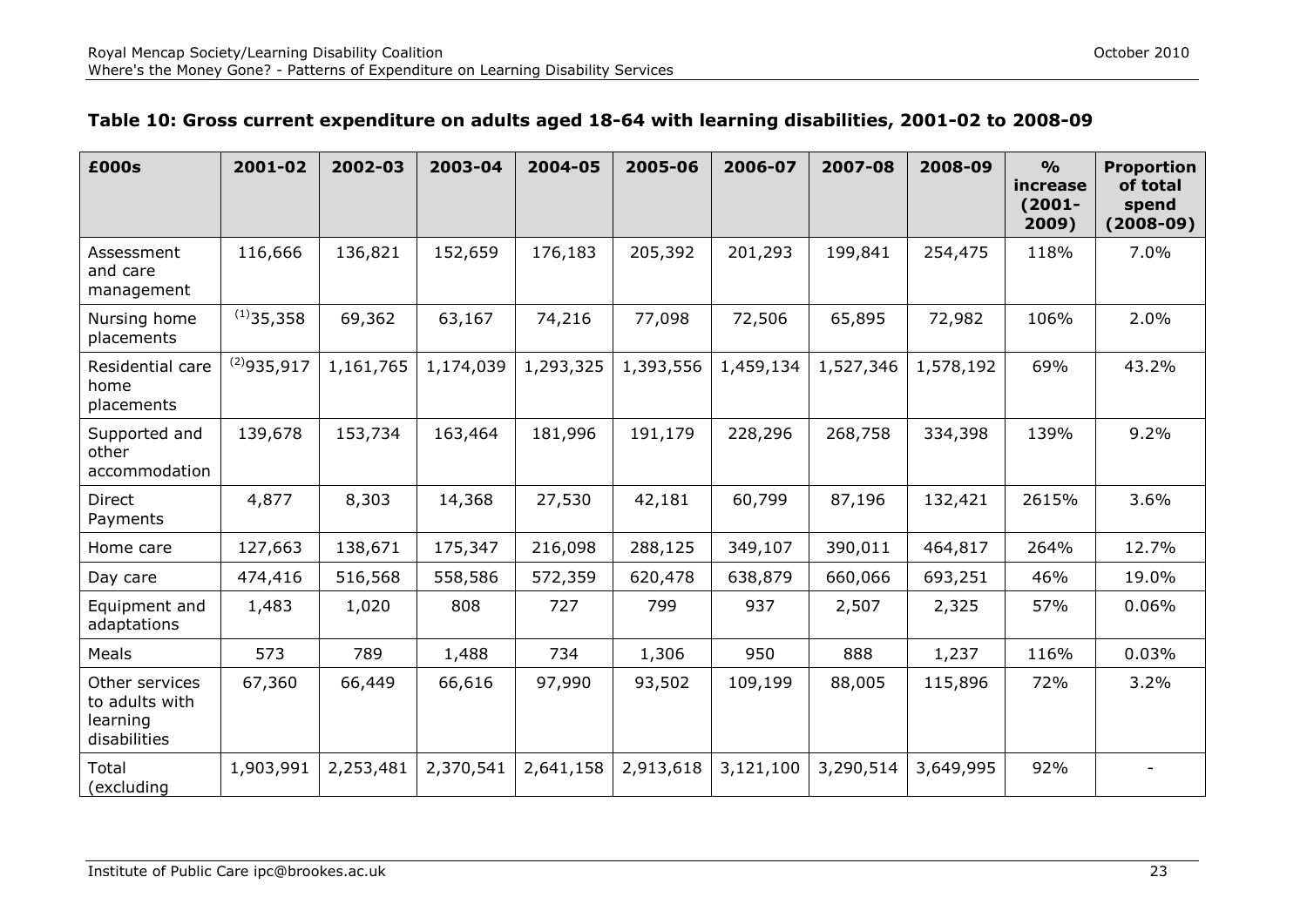**Table 10: Gross current expenditure on adults aged 18-64 with learning disabilities, 2001-02 to 2008-09**

| £000s | 2001-02 | 2002-03 | 2003-04 | 2004-05 | 2005-06 | 2006-07 | 2007-08 | 2008-09 | % increase (2001-2009) | Proportion of total spend (2008-09) |
|---|---|---|---|---|---|---|---|---|---|---|
| Assessment and care management | 116,666 | 136,821 | 152,659 | 176,183 | 205,392 | 201,293 | 199,841 | 254,475 | 118% | 7.0% |
| Nursing home placements | (1)35,358 | 69,362 | 63,167 | 74,216 | 77,098 | 72,506 | 65,895 | 72,982 | 106% | 2.0% |
| Residential care home placements | (2)935,917 | 1,161,765 | 1,174,039 | 1,293,325 | 1,393,556 | 1,459,134 | 1,527,346 | 1,578,192 | 69% | 43.2% |
| Supported and other accommodation | 139,678 | 153,734 | 163,464 | 181,996 | 191,179 | 228,296 | 268,758 | 334,398 | 139% | 9.2% |
| Direct Payments | 4,877 | 8,303 | 14,368 | 27,530 | 42,181 | 60,799 | 87,196 | 132,421 | 2615% | 3.6% |
| Home care | 127,663 | 138,671 | 175,347 | 216,098 | 288,125 | 349,107 | 390,011 | 464,817 | 264% | 12.7% |
| Day care | 474,416 | 516,568 | 558,586 | 572,359 | 620,478 | 638,879 | 660,066 | 693,251 | 46% | 19.0% |
| Equipment and adaptations | 1,483 | 1,020 | 808 | 727 | 799 | 937 | 2,507 | 2,325 | 57% | 0.06% |
| Meals | 573 | 789 | 1,488 | 734 | 1,306 | 950 | 888 | 1,237 | 116% | 0.03% |
| Other services to adults with learning disabilities | 67,360 | 66,449 | 66,616 | 97,990 | 93,502 | 109,199 | 88,005 | 115,896 | 72% | 3.2% |
| Total (excluding | 1,903,991 | 2,253,481 | 2,370,541 | 2,641,158 | 2,913,618 | 3,121,100 | 3,290,514 | 3,649,995 | 92% | - |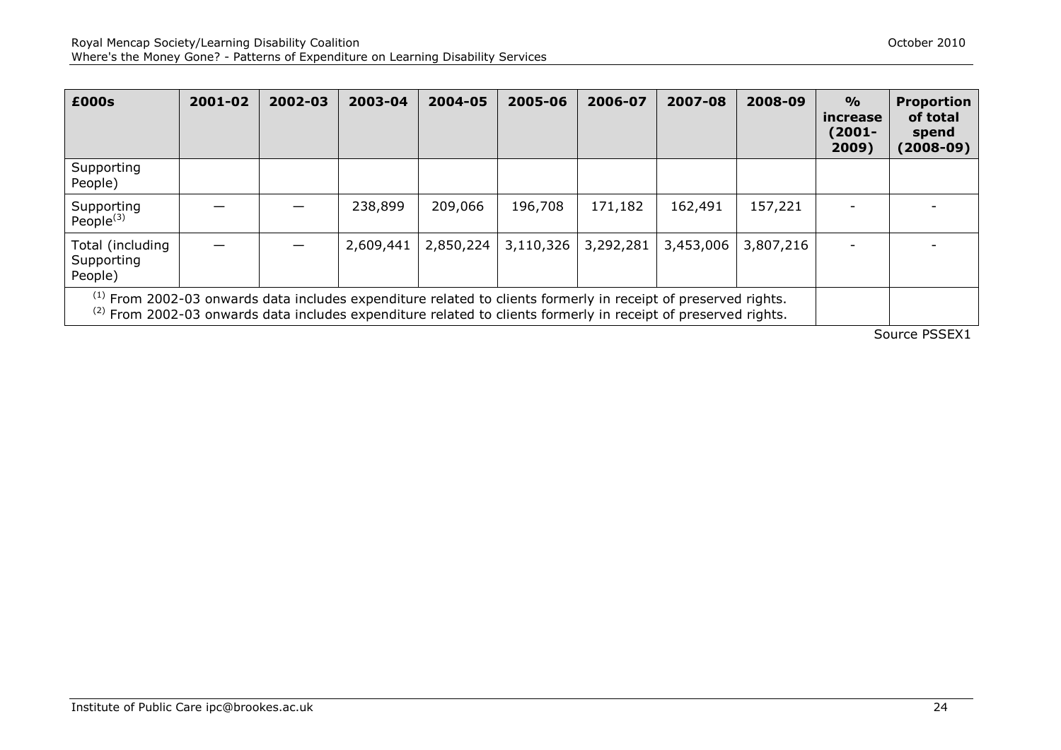| £000s | 2001-02 | 2002-03 | 2003-04 | 2004-05 | 2005-06 | 2006-07 | 2007-08 | 2008-09 | % increase (2001-2009) | Proportion of total spend (2008-09) |
|---|---|---|---|---|---|---|---|---|---|---|
| Supporting People) | | | | | | | | | | |
| Supporting People[3] | — | — | 238,899 | 209,066 | 196,708 | 171,182 | 162,491 | 157,221 | - | - |
| Total (including Supporting People) | — | — | 2,609,441 | 2,850,224 | 3,110,326 | 3,292,281 | 3,453,006 | 3,807,216 | - | - |
| [1] From 2002-03 onwards data includes expenditure related to clients formerly in receipt of preserved rights. [2] From 2002-03 onwards data includes expenditure related to clients formerly in receipt of preserved rights. | | | | | | | | | | |

Source PSSEX1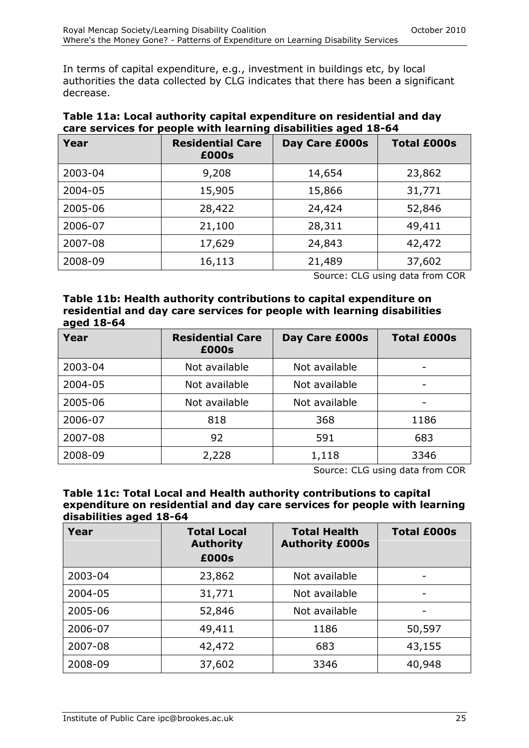In terms of capital expenditure, e.g., investment in buildings etc, by local authorities the data collected by CLG indicates that there has been a significant decrease.

**Table 11a: Local authority capital expenditure on residential and day care services for people with learning disabilities aged 18-64**

| Year | Residential Care £000s | Day Care £000s | Total £000s |
|---|---|---|---|
| 2003-04 | 9,208 | 14,654 | 23,862 |
| 2004-05 | 15,905 | 15,866 | 31,771 |
| 2005-06 | 28,422 | 24,424 | 52,846 |
| 2006-07 | 21,100 | 28,311 | 49,411 |
| 2007-08 | 17,629 | 24,843 | 42,472 |
| 2008-09 | 16,113 | 21,489 | 37,602 |

Source: CLG using data from COR

**Table 11b: Health authority contributions to capital expenditure on residential and day care services for people with learning disabilities aged 18-64**

| Year | Residential Care £000s | Day Care £000s | Total £000s |
|---|---|---|---|
| 2003-04 | Not available | Not available | - |
| 2004-05 | Not available | Not available | - |
| 2005-06 | Not available | Not available | - |
| 2006-07 | 818 | 368 | 1186 |
| 2007-08 | 92 | 591 | 683 |
| 2008-09 | 2,228 | 1,118 | 3346 |

Source: CLG using data from COR

**Table 11c: Total Local and Health authority contributions to capital expenditure on residential and day care services for people with learning disabilities aged 18-64**

| Year | Total Local Authority £000s | Total Health Authority £000s | Total £000s |
|---|---|---|---|
| 2003-04 | 23,862 | Not available | - |
| 2004-05 | 31,771 | Not available | - |
| 2005-06 | 52,846 | Not available | - |
| 2006-07 | 49,411 | 1186 | 50,597 |
| 2007-08 | 42,472 | 683 | 43,155 |
| 2008-09 | 37,602 | 3346 | 40,948 |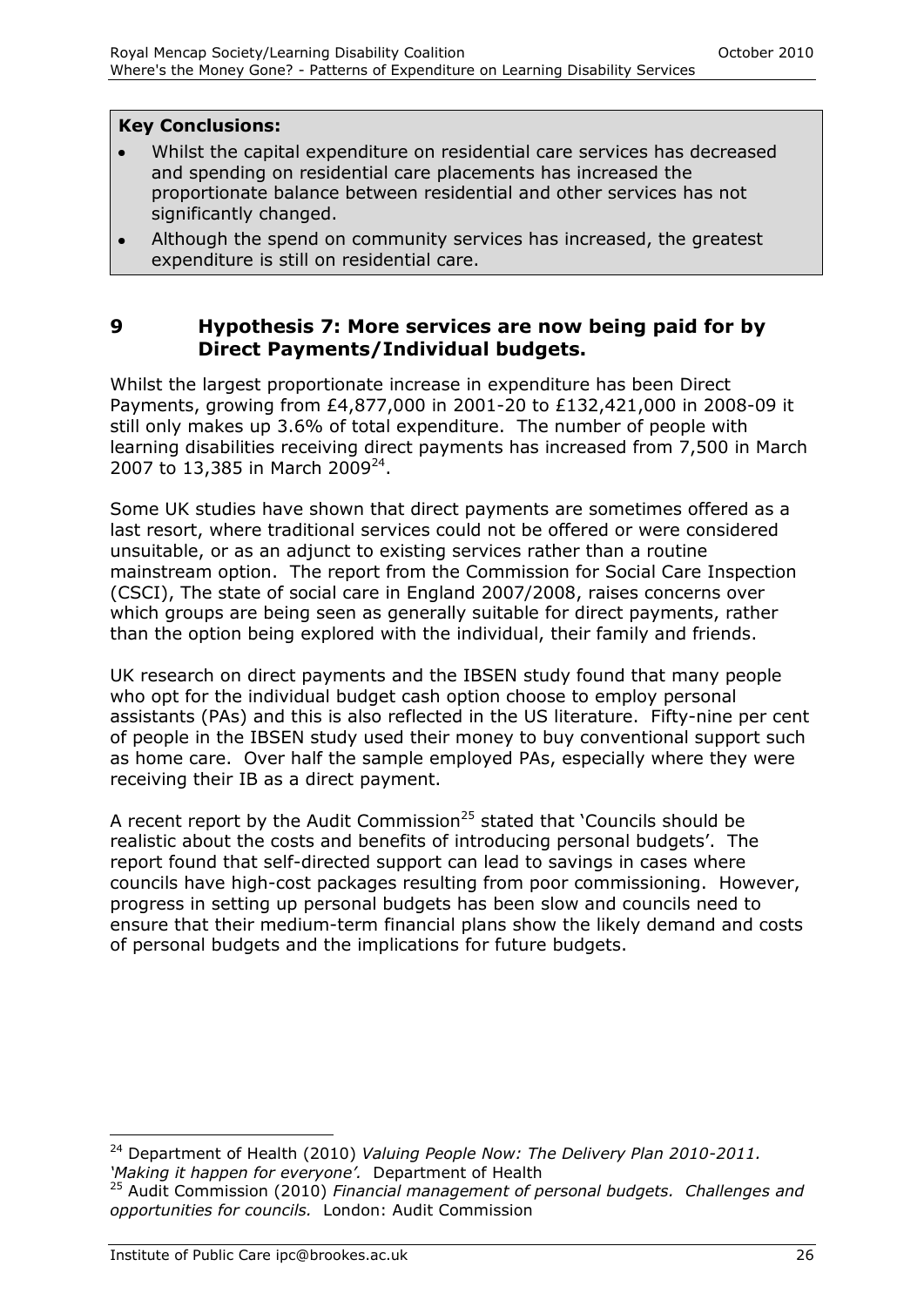**Key Conclusions:**

- Whilst the capital expenditure on residential care services has decreased and spending on residential care placements has increased the proportionate balance between residential and other services has not significantly changed.
- Although the spend on community services has increased, the greatest expenditure is still on residential care.

## 9 Hypothesis 7: More services are now being paid for by Direct Payments/Individual budgets.

Whilst the largest proportionate increase in expenditure has been Direct Payments, growing from £4,877,000 in 2001-20 to £132,421,000 in 2008-09 it still only makes up 3.6% of total expenditure. The number of people with learning disabilities receiving direct payments has increased from 7,500 in March 2007 to 13,385 in March 2009[24].

Some UK studies have shown that direct payments are sometimes offered as a last resort, where traditional services could not be offered or were considered unsuitable, or as an adjunct to existing services rather than a routine mainstream option. The report from the Commission for Social Care Inspection (CSCI), The state of social care in England 2007/2008, raises concerns over which groups are being seen as generally suitable for direct payments, rather than the option being explored with the individual, their family and friends.

UK research on direct payments and the IBSEN study found that many people who opt for the individual budget cash option choose to employ personal assistants (PAs) and this is also reflected in the US literature. Fifty-nine per cent of people in the IBSEN study used their money to buy conventional support such as home care. Over half the sample employed PAs, especially where they were receiving their IB as a direct payment.

A recent report by the Audit Commission[25] stated that 'Councils should be realistic about the costs and benefits of introducing personal budgets'. The report found that self-directed support can lead to savings in cases where councils have high-cost packages resulting from poor commissioning. However, progress in setting up personal budgets has been slow and councils need to ensure that their medium-term financial plans show the likely demand and costs of personal budgets and the implications for future budgets.

---

[24] Department of Health (2010) *Valuing People Now: The Delivery Plan 2010-2011. 'Making it happen for everyone'.* Department of Health

[25] Audit Commission (2010) *Financial management of personal budgets. Challenges and opportunities for councils.* London: Audit Commission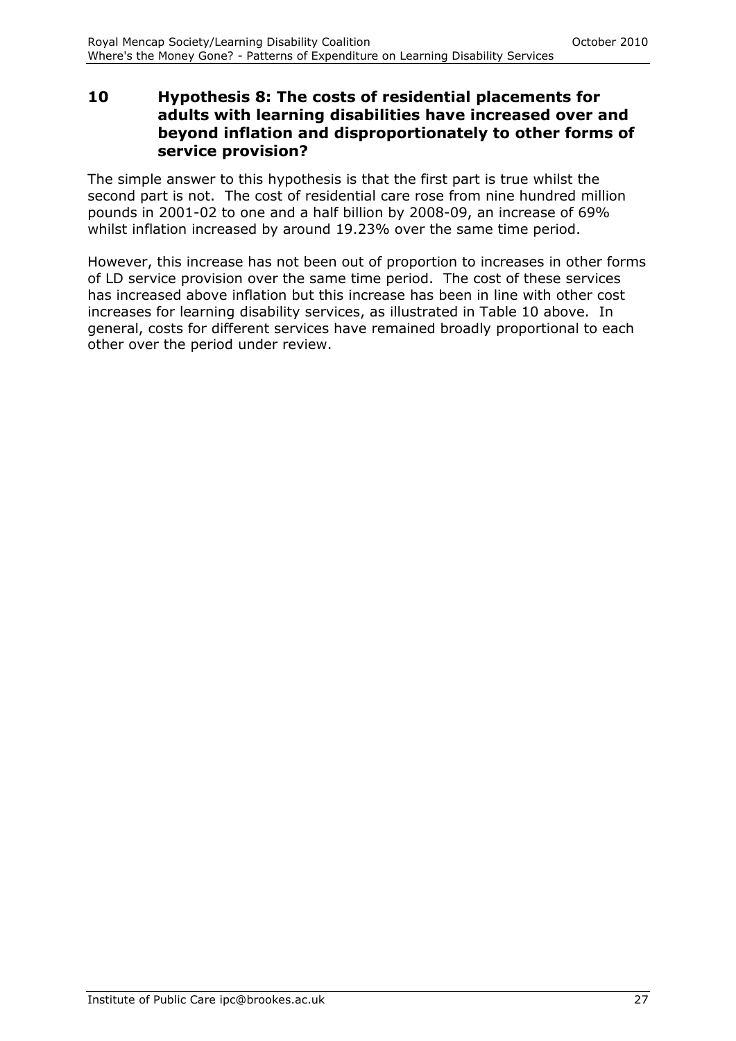# 10 Hypothesis 8: The costs of residential placements for adults with learning disabilities have increased over and beyond inflation and disproportionately to other forms of service provision?

The simple answer to this hypothesis is that the first part is true whilst the second part is not. The cost of residential care rose from nine hundred million pounds in 2001-02 to one and a half billion by 2008-09, an increase of 69% whilst inflation increased by around 19.23% over the same time period.

However, this increase has not been out of proportion to increases in other forms of LD service provision over the same time period. The cost of these services has increased above inflation but this increase has been in line with other cost increases for learning disability services, as illustrated in Table 10 above. In general, costs for different services have remained broadly proportional to each other over the period under review.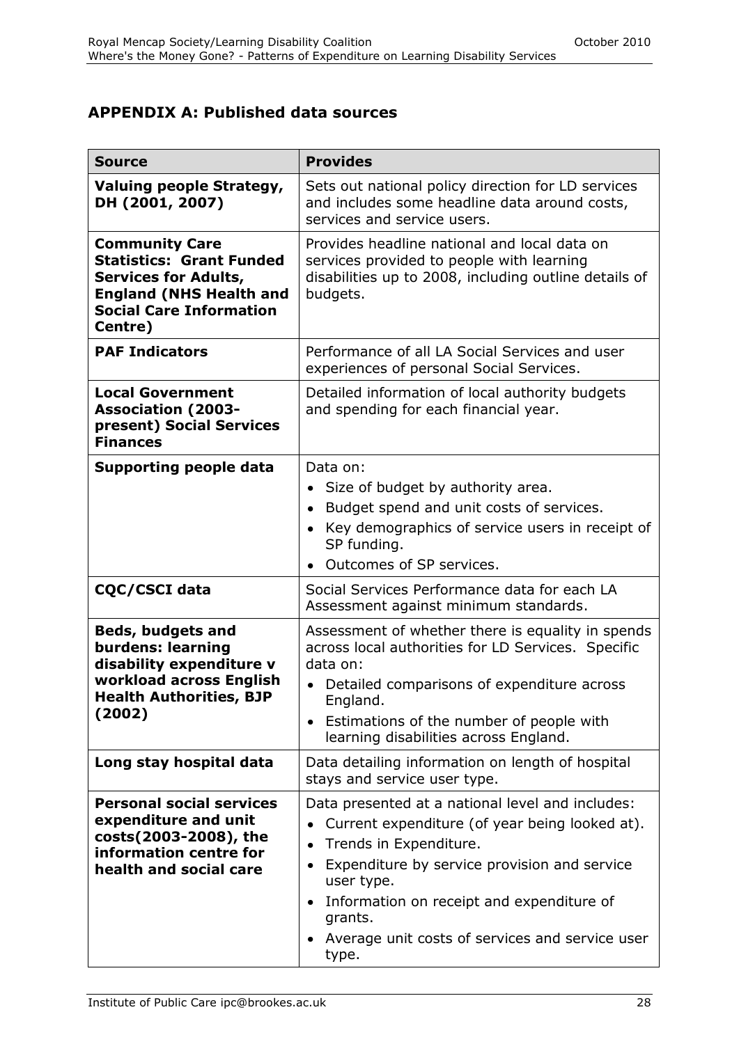## APPENDIX A: Published data sources

| Source | Provides |
|---|---|
| **Valuing people Strategy, DH (2001, 2007)** | Sets out national policy direction for LD services and includes some headline data around costs, services and service users. |
| **Community Care Statistics: Grant Funded Services for Adults, England (NHS Health and Social Care Information Centre)** | Provides headline national and local data on services provided to people with learning disabilities up to 2008, including outline details of budgets. |
| **PAF Indicators** | Performance of all LA Social Services and user experiences of personal Social Services. |
| **Local Government Association (2003-present) Social Services Finances** | Detailed information of local authority budgets and spending for each financial year. |
| **Supporting people data** | Data on:<br>• Size of budget by authority area.<br>• Budget spend and unit costs of services.<br>• Key demographics of service users in receipt of SP funding.<br>• Outcomes of SP services. |
| **CQC/CSCI data** | Social Services Performance data for each LA Assessment against minimum standards. |
| **Beds, budgets and burdens: learning disability expenditure v workload across English Health Authorities, BJP (2002)** | Assessment of whether there is equality in spends across local authorities for LD Services. Specific data on:<br>• Detailed comparisons of expenditure across England.<br>• Estimations of the number of people with learning disabilities across England. |
| **Long stay hospital data** | Data detailing information on length of hospital stays and service user type. |
| **Personal social services expenditure and unit costs(2003-2008), the information centre for health and social care** | Data presented at a national level and includes:<br>• Current expenditure (of year being looked at).<br>• Trends in Expenditure.<br>• Expenditure by service provision and service user type.<br>• Information on receipt and expenditure of grants.<br>• Average unit costs of services and service user type. |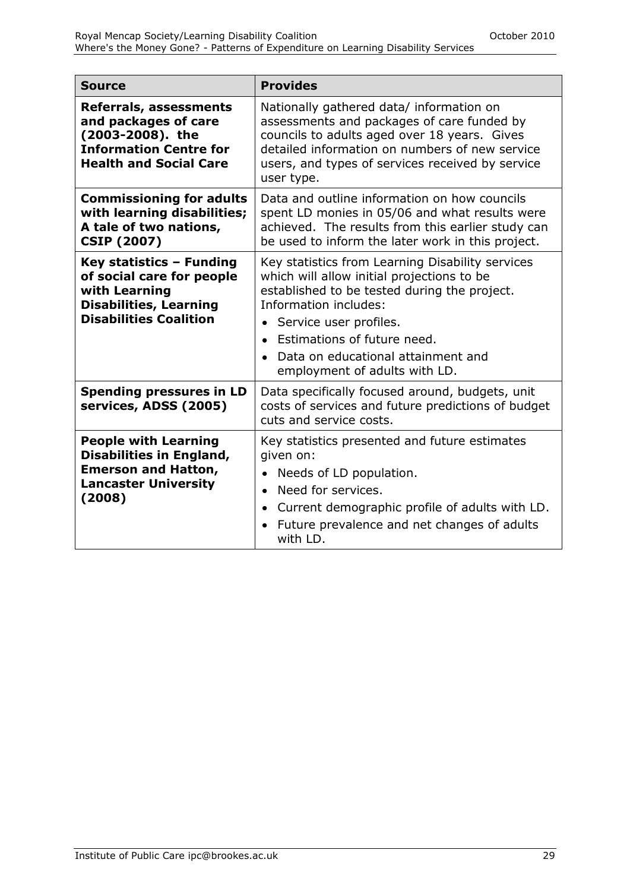| Source | Provides |
|---|---|
| **Referrals, assessments and packages of care (2003-2008). the Information Centre for Health and Social Care** | Nationally gathered data/ information on assessments and packages of care funded by councils to adults aged over 18 years. Gives detailed information on numbers of new service users, and types of services received by service user type. |
| **Commissioning for adults with learning disabilities; A tale of two nations, CSIP (2007)** | Data and outline information on how councils spent LD monies in 05/06 and what results were achieved. The results from this earlier study can be used to inform the later work in this project. |
| **Key statistics – Funding of social care for people with Learning Disabilities, Learning Disabilities Coalition** | Key statistics from Learning Disability services which will allow initial projections to be established to be tested during the project. Information includes: <br>• Service user profiles. <br>• Estimations of future need. <br>• Data on educational attainment and employment of adults with LD. |
| **Spending pressures in LD services, ADSS (2005)** | Data specifically focused around, budgets, unit costs of services and future predictions of budget cuts and service costs. |
| **People with Learning Disabilities in England, Emerson and Hatton, Lancaster University (2008)** | Key statistics presented and future estimates given on: <br>• Needs of LD population. <br>• Need for services. <br>• Current demographic profile of adults with LD. <br>• Future prevalence and net changes of adults with LD. |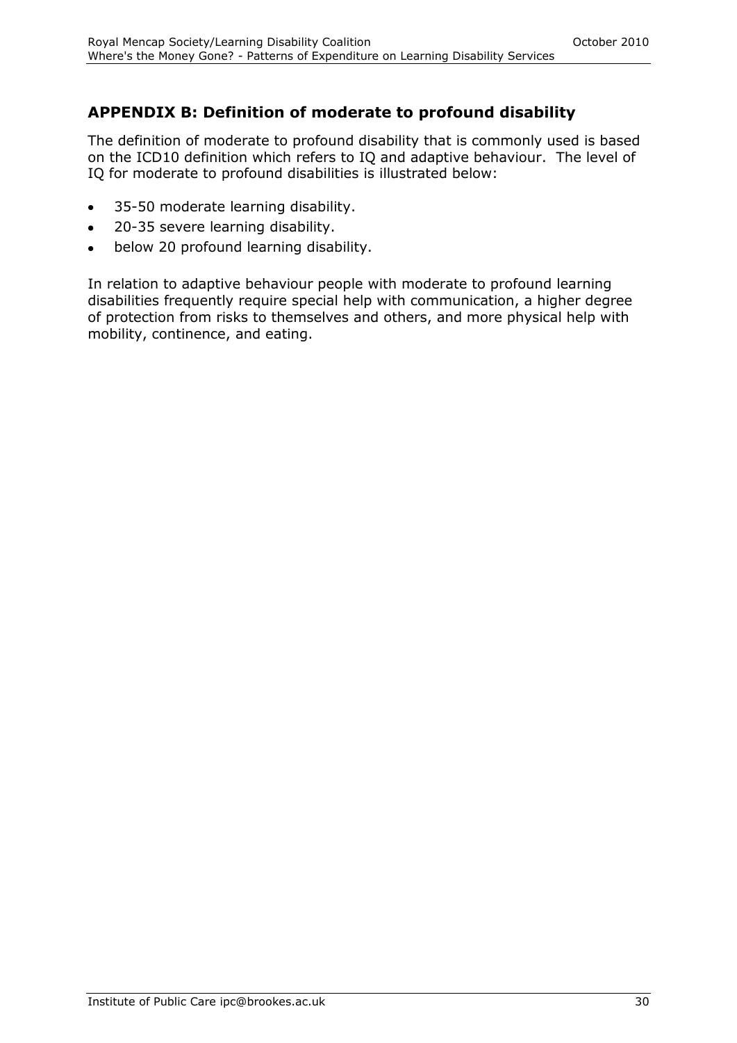## APPENDIX B: Definition of moderate to profound disability

The definition of moderate to profound disability that is commonly used is based on the ICD10 definition which refers to IQ and adaptive behaviour. The level of IQ for moderate to profound disabilities is illustrated below:

- 35-50 moderate learning disability.
- 20-35 severe learning disability.
- below 20 profound learning disability.

In relation to adaptive behaviour people with moderate to profound learning disabilities frequently require special help with communication, a higher degree of protection from risks to themselves and others, and more physical help with mobility, continence, and eating.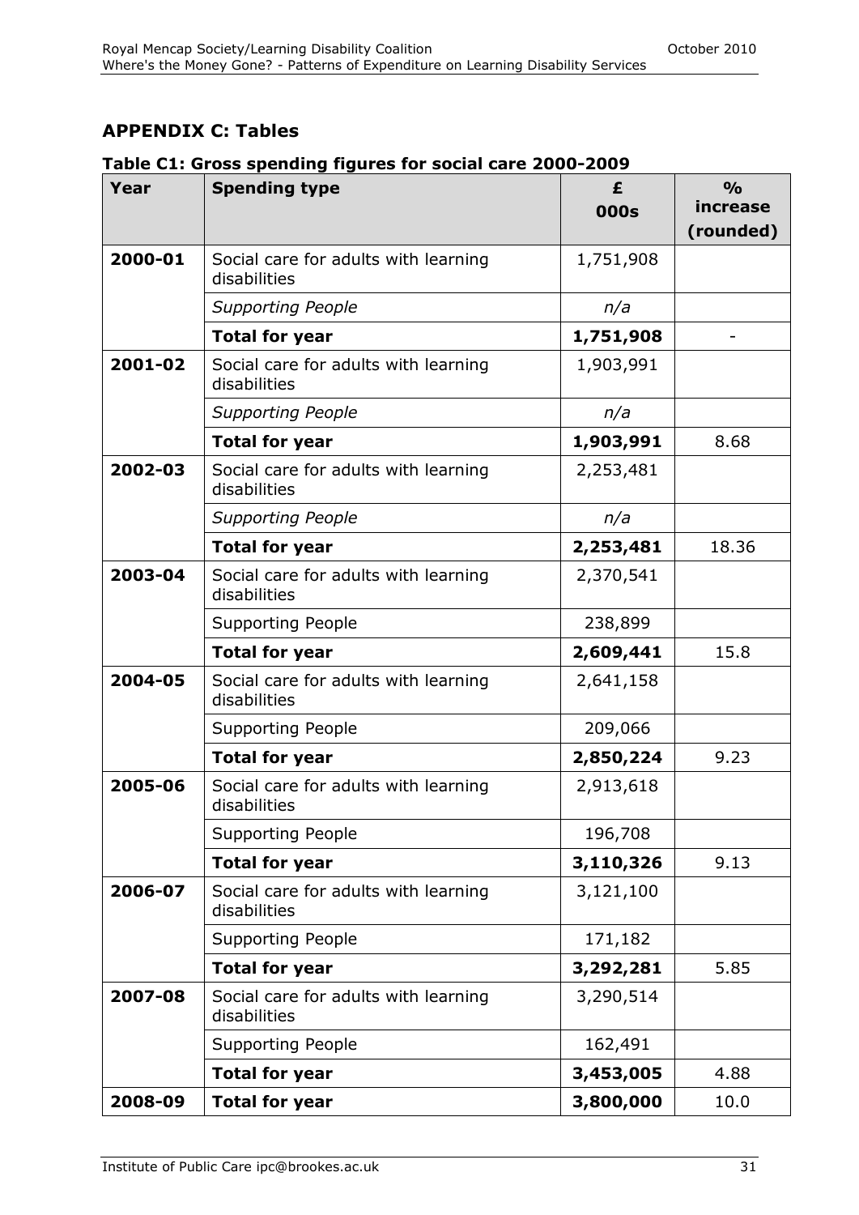## APPENDIX C: Tables

**Table C1: Gross spending figures for social care 2000-2009**

| Year | Spending type | £ 000s | % increase (rounded) |
|---|---|---|---|
| **2000-01** | Social care for adults with learning disabilities | 1,751,908 | |
| | *Supporting People* | *n/a* | |
| | **Total for year** | **1,751,908** | - |
| **2001-02** | Social care for adults with learning disabilities | 1,903,991 | |
| | *Supporting People* | *n/a* | |
| | **Total for year** | **1,903,991** | 8.68 |
| **2002-03** | Social care for adults with learning disabilities | 2,253,481 | |
| | *Supporting People* | *n/a* | |
| | **Total for year** | **2,253,481** | 18.36 |
| **2003-04** | Social care for adults with learning disabilities | 2,370,541 | |
| | Supporting People | 238,899 | |
| | **Total for year** | **2,609,441** | 15.8 |
| **2004-05** | Social care for adults with learning disabilities | 2,641,158 | |
| | Supporting People | 209,066 | |
| | **Total for year** | **2,850,224** | 9.23 |
| **2005-06** | Social care for adults with learning disabilities | 2,913,618 | |
| | Supporting People | 196,708 | |
| | **Total for year** | **3,110,326** | 9.13 |
| **2006-07** | Social care for adults with learning disabilities | 3,121,100 | |
| | Supporting People | 171,182 | |
| | **Total for year** | **3,292,281** | 5.85 |
| **2007-08** | Social care for adults with learning disabilities | 3,290,514 | |
| | Supporting People | 162,491 | |
| | **Total for year** | **3,453,005** | 4.88 |
| **2008-09** | **Total for year** | **3,800,000** | 10.0 |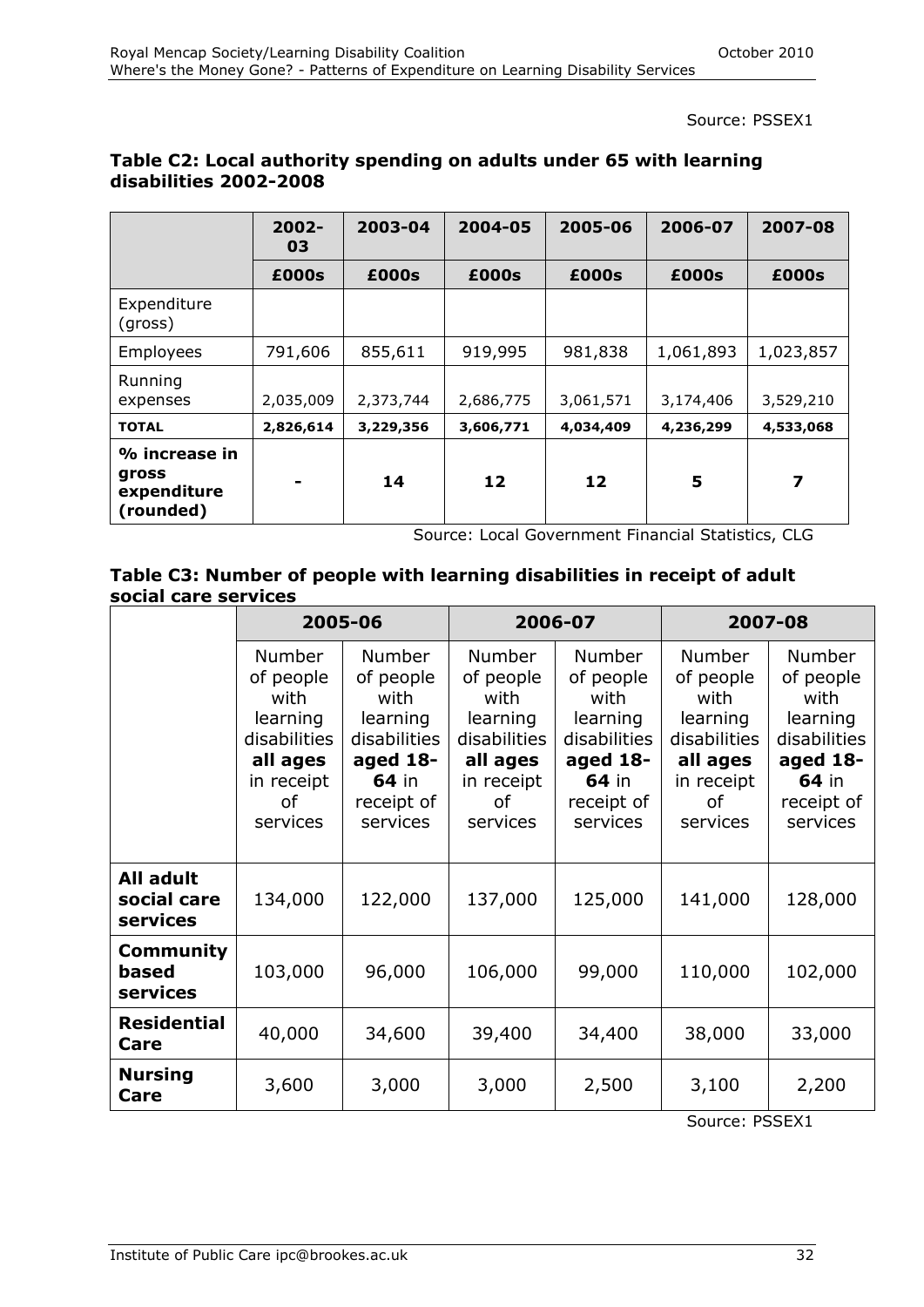Source: PSSEX1

**Table C2: Local authority spending on adults under 65 with learning disabilities 2002-2008**

| | 2002-03 | 2003-04 | 2004-05 | 2005-06 | 2006-07 | 2007-08 |
|---|---|---|---|---|---|---|
| | **£000s** | **£000s** | **£000s** | **£000s** | **£000s** | **£000s** |
| Expenditure (gross) | | | | | | |
| Employees | 791,606 | 855,611 | 919,995 | 981,838 | 1,061,893 | 1,023,857 |
| Running expenses | 2,035,009 | 2,373,744 | 2,686,775 | 3,061,571 | 3,174,406 | 3,529,210 |
| **TOTAL** | **2,826,614** | **3,229,356** | **3,606,771** | **4,034,409** | **4,236,299** | **4,533,068** |
| **% increase in gross expenditure (rounded)** | **-** | **14** | **12** | **12** | **5** | **7** |

Source: Local Government Financial Statistics, CLG

**Table C3: Number of people with learning disabilities in receipt of adult social care services**

| | 2005-06 | | 2006-07 | | 2007-08 | |
|---|---|---|---|---|---|---|
| | Number of people with learning disabilities **all ages** in receipt of services | Number of people with learning disabilities **aged 18-64** in receipt of services | Number of people with learning disabilities **all ages** in receipt of services | Number of people with learning disabilities **aged 18-64** in receipt of services | Number of people with learning disabilities **all ages** in receipt of services | Number of people with learning disabilities **aged 18-64** in receipt of services |
| **All adult social care services** | 134,000 | 122,000 | 137,000 | 125,000 | 141,000 | 128,000 |
| **Community based services** | 103,000 | 96,000 | 106,000 | 99,000 | 110,000 | 102,000 |
| **Residential Care** | 40,000 | 34,600 | 39,400 | 34,400 | 38,000 | 33,000 |
| **Nursing Care** | 3,600 | 3,000 | 3,000 | 2,500 | 3,100 | 2,200 |

Source: PSSEX1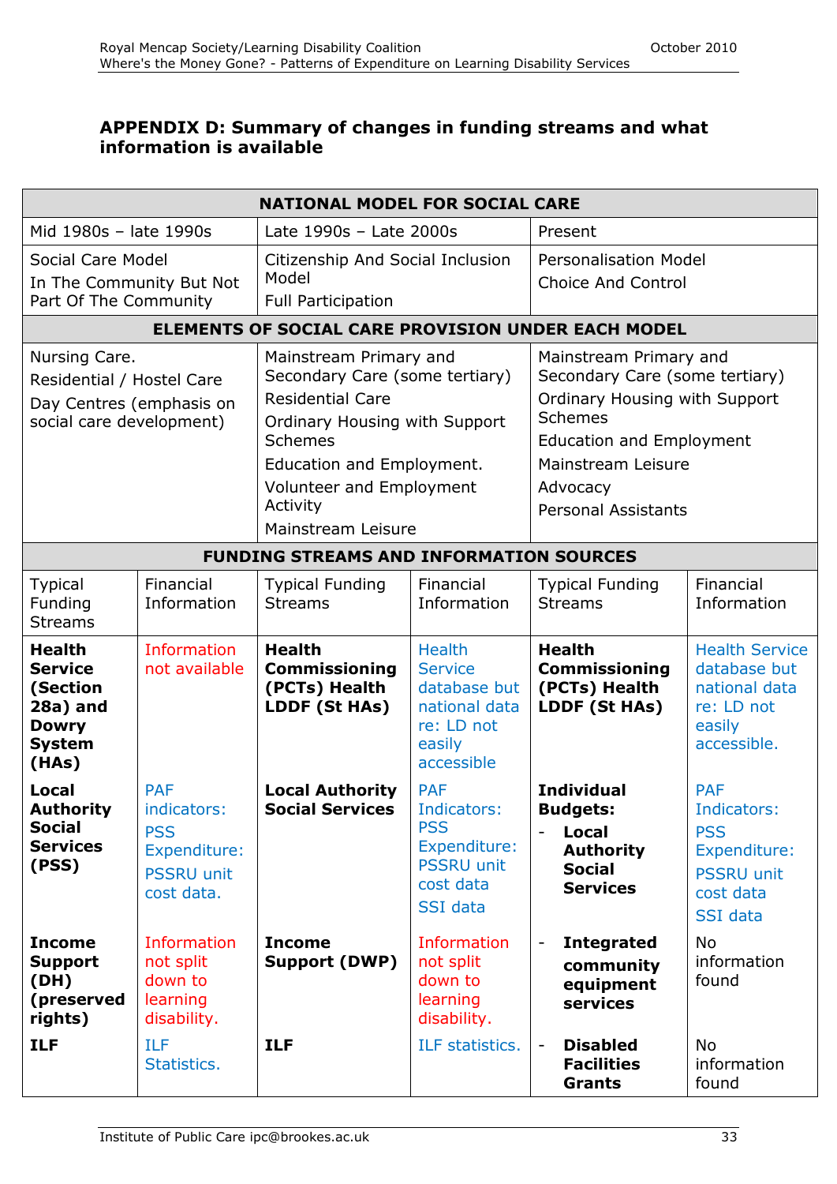## APPENDIX D: Summary of changes in funding streams and what information is available

| NATIONAL MODEL FOR SOCIAL CARE | | | | | |
|---|---|---|---|---|---|
| Mid 1980s – late 1990s | | Late 1990s – Late 2000s | | Present | |
| Social Care Model<br>In The Community But Not Part Of The Community | | Citizenship And Social Inclusion Model<br>Full Participation | | Personalisation Model<br>Choice And Control | |
| **ELEMENTS OF SOCIAL CARE PROVISION UNDER EACH MODEL** | | | | | |
| Nursing Care.<br>Residential / Hostel Care<br>Day Centres (emphasis on social care development) | | Mainstream Primary and Secondary Care (some tertiary)<br>Residential Care<br>Ordinary Housing with Support Schemes<br>Education and Employment.<br>Volunteer and Employment Activity<br>Mainstream Leisure | | Mainstream Primary and Secondary Care (some tertiary)<br>Ordinary Housing with Support Schemes<br>Education and Employment<br>Mainstream Leisure<br>Advocacy<br>Personal Assistants | |
| **FUNDING STREAMS AND INFORMATION SOURCES** | | | | | |
| Typical Funding Streams | Financial Information | Typical Funding Streams | Financial Information | Typical Funding Streams | Financial Information |
| **Health Service (Section 28a) and Dowry System (HAs)** | Information not available | **Health Commissioning (PCTs) Health LDDF (St HAs)** | Health Service database but national data re: LD not easily accessible | **Health Commissioning (PCTs) Health LDDF (St HAs)** | Health Service database but national data re: LD not easily accessible. |
| **Local Authority Social Services (PSS)** | PAF indicators:<br>PSS Expenditure:<br>PSSRU unit cost data. | **Local Authority Social Services** | PAF Indicators:<br>PSS Expenditure:<br>PSSRU unit cost data<br>SSI data | **Individual Budgets:**<br>- **Local Authority Social Services** | PAF Indicators:<br>PSS Expenditure:<br>PSSRU unit cost data<br>SSI data |
| **Income Support (DH) (preserved rights)** | Information not split down to learning disability. | **Income Support (DWP)** | Information not split down to learning disability. | - **Integrated community equipment services** | No information found |
| **ILF** | ILF Statistics. | **ILF** | ILF statistics. | - **Disabled Facilities Grants** | No information found |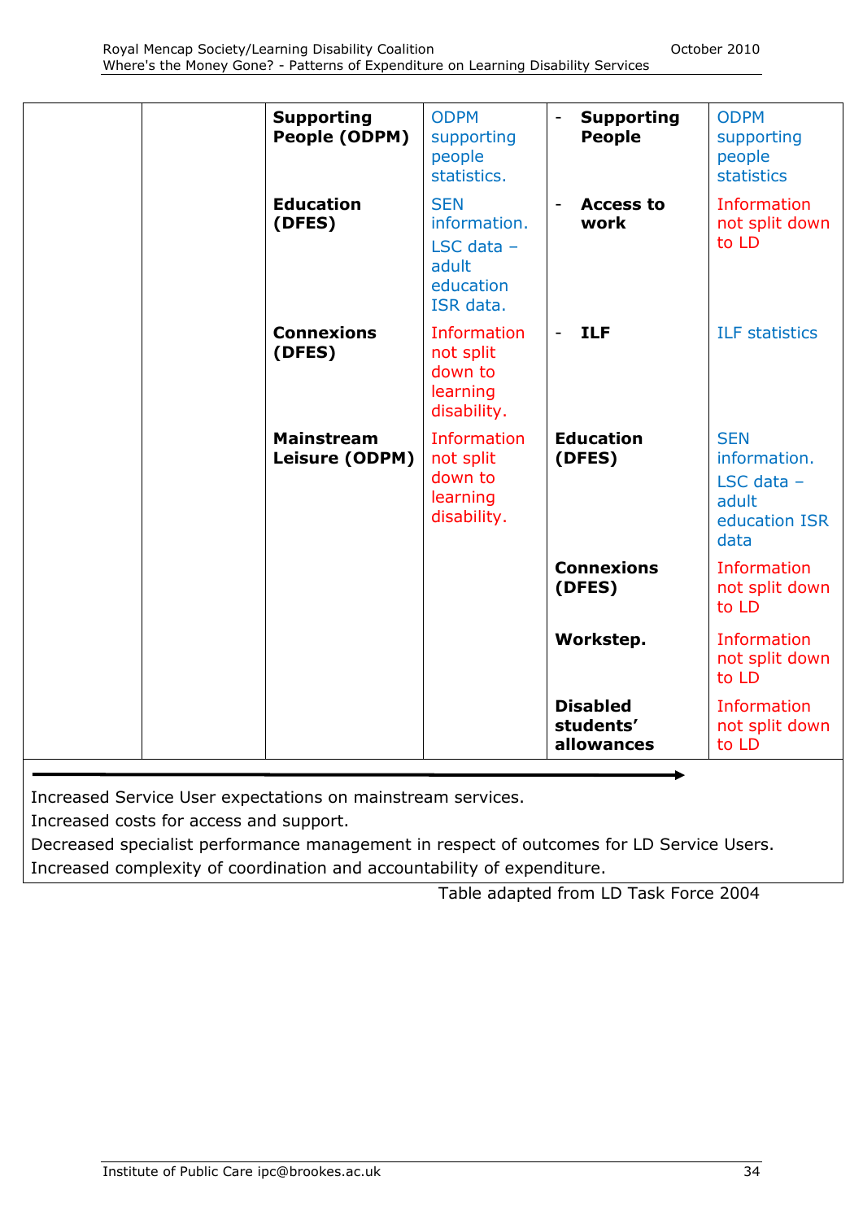| | | | | | |
|---|---|---|---|---|---|
| | | **Supporting People (ODPM)** | ODPM supporting people statistics. | - **Supporting People** | ODPM supporting people statistics |
| | | **Education (DFES)** | SEN information. LSC data – adult education ISR data. | - **Access to work** | Information not split down to LD |
| | | **Connexions (DFES)** | Information not split down to learning disability. | - **ILF** | ILF statistics |
| | | **Mainstream Leisure (ODPM)** | Information not split down to learning disability. | **Education (DFES)** | SEN information. LSC data – adult education ISR data |
| | | | | **Connexions (DFES)** | Information not split down to LD |
| | | | | **Workstep.** | Information not split down to LD |
| | | | | **Disabled students' allowances** | Information not split down to LD |

→

Increased Service User expectations on mainstream services.
Increased costs for access and support.
Decreased specialist performance management in respect of outcomes for LD Service Users.
Increased complexity of coordination and accountability of expenditure.

Table adapted from LD Task Force 2004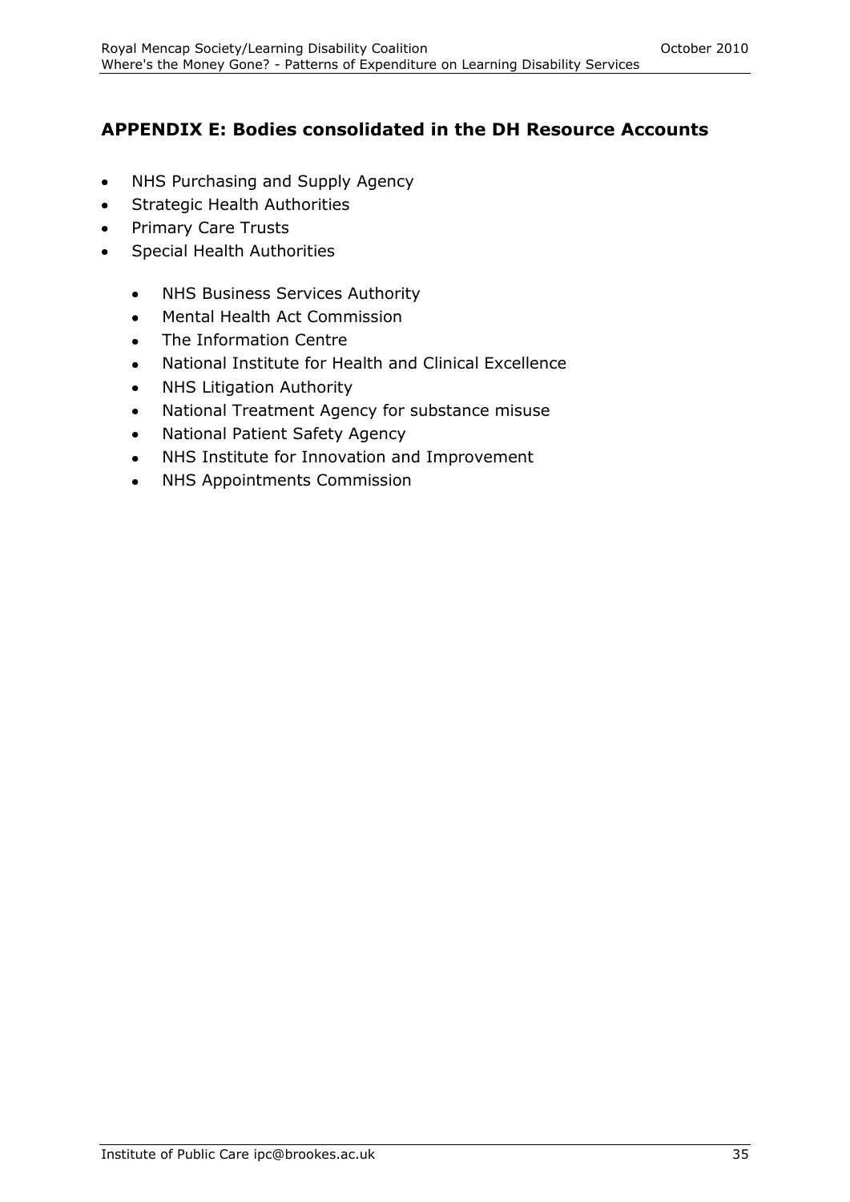## APPENDIX E: Bodies consolidated in the DH Resource Accounts

- NHS Purchasing and Supply Agency
- Strategic Health Authorities
- Primary Care Trusts
- Special Health Authorities
  - NHS Business Services Authority
  - Mental Health Act Commission
  - The Information Centre
  - National Institute for Health and Clinical Excellence
  - NHS Litigation Authority
  - National Treatment Agency for substance misuse
  - National Patient Safety Agency
  - NHS Institute for Innovation and Improvement
  - NHS Appointments Commission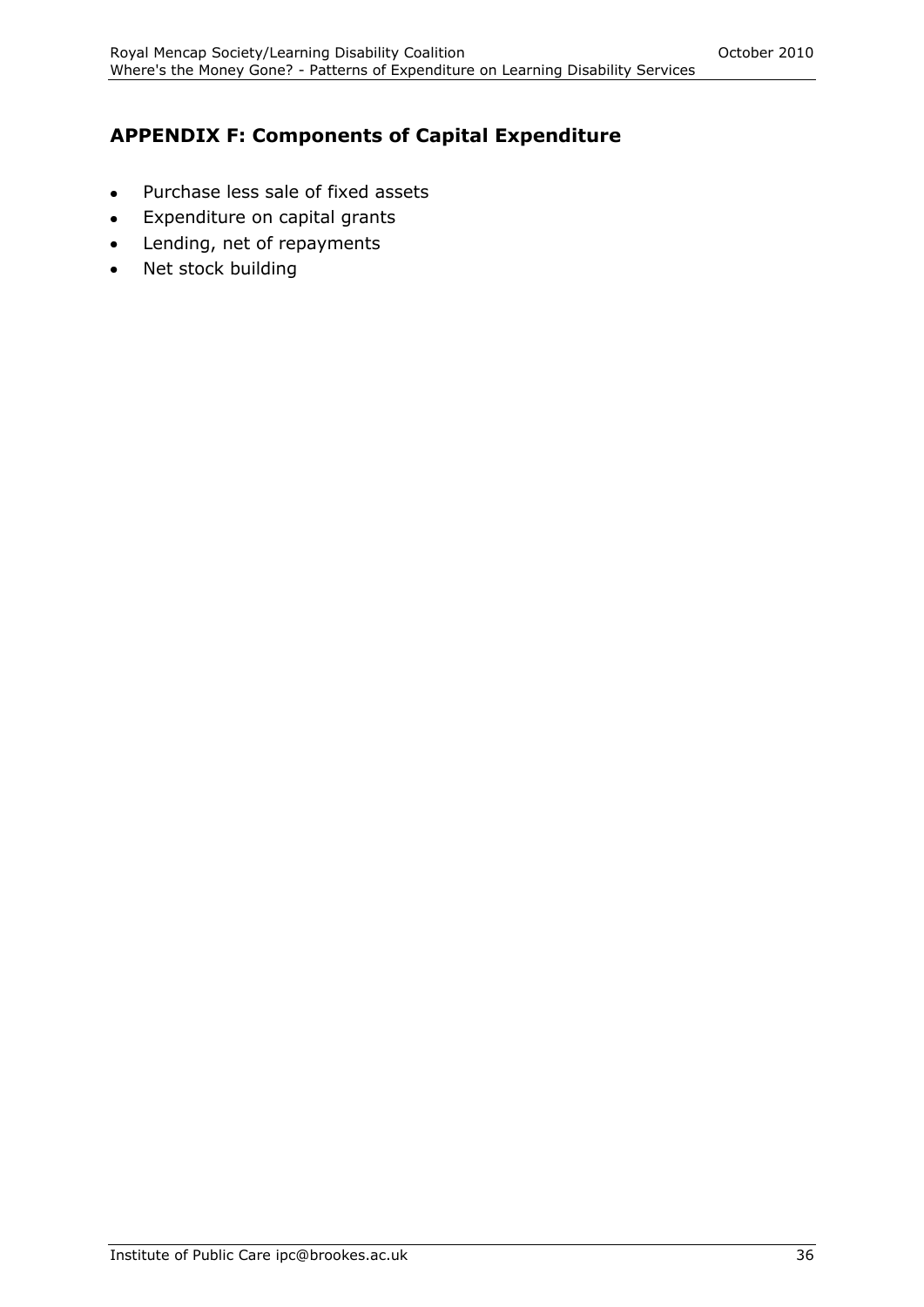## APPENDIX F: Components of Capital Expenditure

- Purchase less sale of fixed assets
- Expenditure on capital grants
- Lending, net of repayments
- Net stock building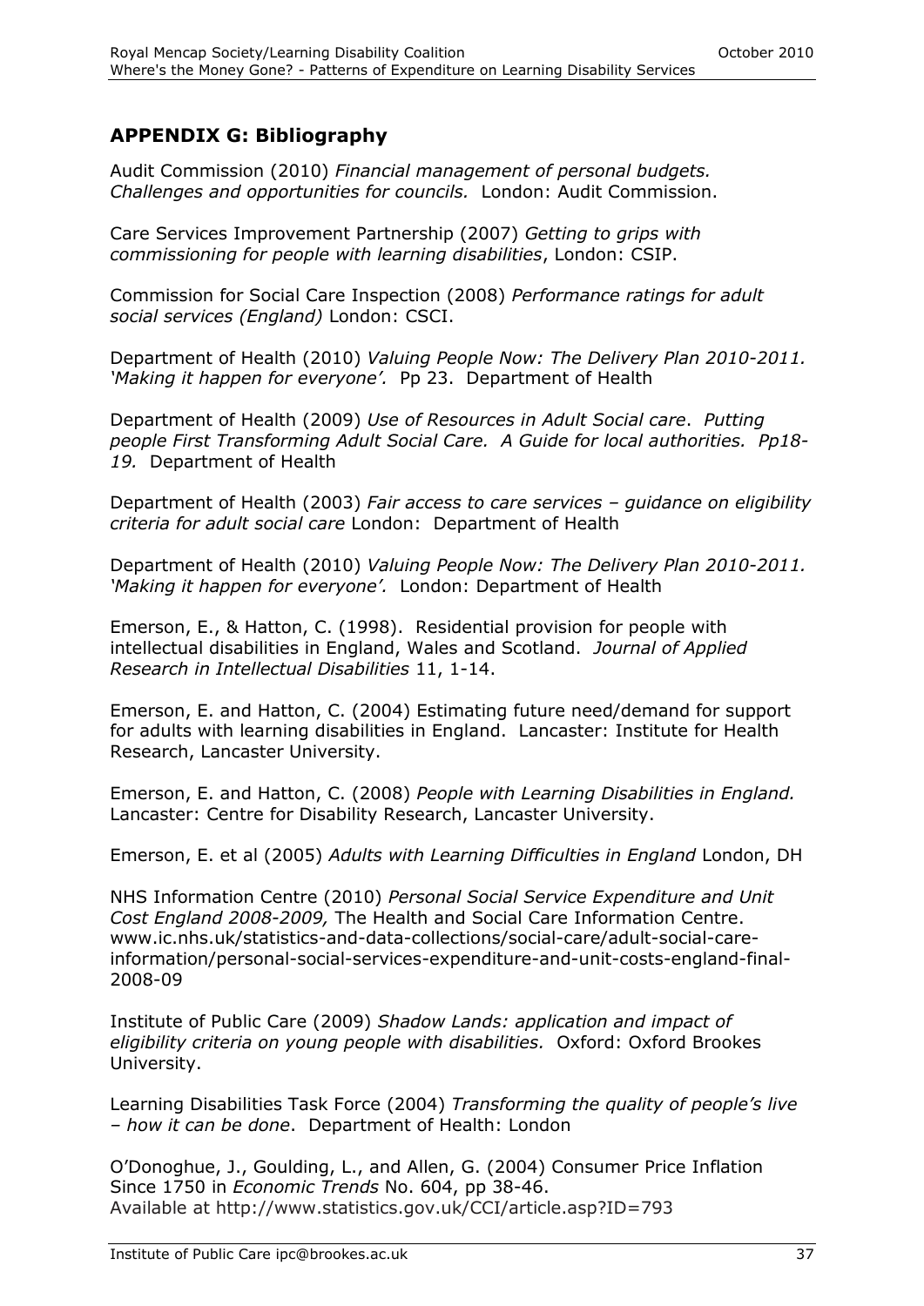## APPENDIX G: Bibliography

Audit Commission (2010) *Financial management of personal budgets. Challenges and opportunities for councils.* London: Audit Commission.

Care Services Improvement Partnership (2007) *Getting to grips with commissioning for people with learning disabilities*, London: CSIP.

Commission for Social Care Inspection (2008) *Performance ratings for adult social services (England)* London: CSCI.

Department of Health (2010) *Valuing People Now: The Delivery Plan 2010-2011. 'Making it happen for everyone'.* Pp 23. Department of Health

Department of Health (2009) *Use of Resources in Adult Social care. Putting people First Transforming Adult Social Care. A Guide for local authorities. Pp18-19.* Department of Health

Department of Health (2003) *Fair access to care services – guidance on eligibility criteria for adult social care* London: Department of Health

Department of Health (2010) *Valuing People Now: The Delivery Plan 2010-2011. 'Making it happen for everyone'.* London: Department of Health

Emerson, E., & Hatton, C. (1998). Residential provision for people with intellectual disabilities in England, Wales and Scotland. *Journal of Applied Research in Intellectual Disabilities* 11, 1-14.

Emerson, E. and Hatton, C. (2004) Estimating future need/demand for support for adults with learning disabilities in England. Lancaster: Institute for Health Research, Lancaster University.

Emerson, E. and Hatton, C. (2008) *People with Learning Disabilities in England.* Lancaster: Centre for Disability Research, Lancaster University.

Emerson, E. et al (2005) *Adults with Learning Difficulties in England* London, DH

NHS Information Centre (2010) *Personal Social Service Expenditure and Unit Cost England 2008-2009,* The Health and Social Care Information Centre. www.ic.nhs.uk/statistics-and-data-collections/social-care/adult-social-care-information/personal-social-services-expenditure-and-unit-costs-england-final-2008-09

Institute of Public Care (2009) *Shadow Lands: application and impact of eligibility criteria on young people with disabilities.* Oxford: Oxford Brookes University.

Learning Disabilities Task Force (2004) *Transforming the quality of people's live – how it can be done*. Department of Health: London

O'Donoghue, J., Goulding, L., and Allen, G. (2004) Consumer Price Inflation Since 1750 in *Economic Trends* No. 604, pp 38-46. Available at http://www.statistics.gov.uk/CCI/article.asp?ID=793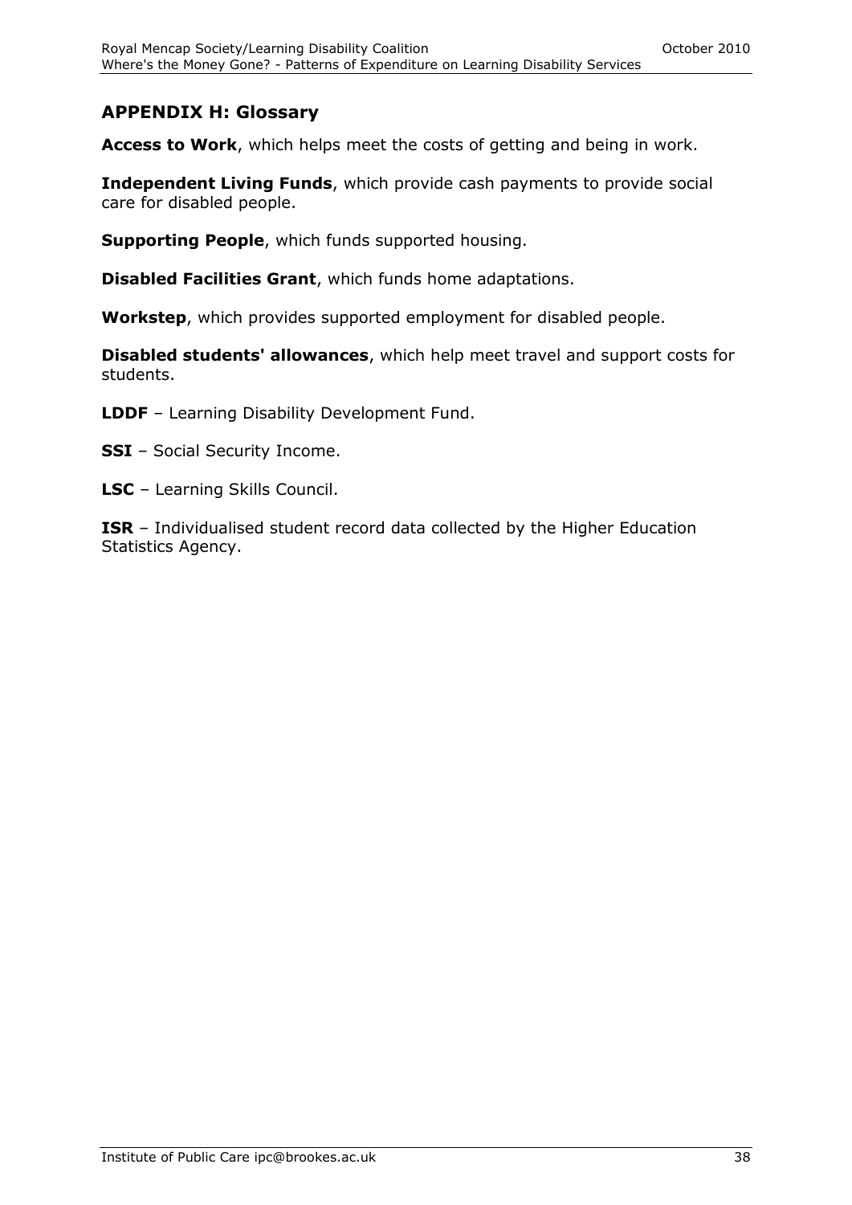## APPENDIX H: Glossary

**Access to Work**, which helps meet the costs of getting and being in work.

**Independent Living Funds**, which provide cash payments to provide social care for disabled people.

**Supporting People**, which funds supported housing.

**Disabled Facilities Grant**, which funds home adaptations.

**Workstep**, which provides supported employment for disabled people.

**Disabled students' allowances**, which help meet travel and support costs for students.

**LDDF** – Learning Disability Development Fund.

**SSI** – Social Security Income.

**LSC** – Learning Skills Council.

**ISR** – Individualised student record data collected by the Higher Education Statistics Agency.